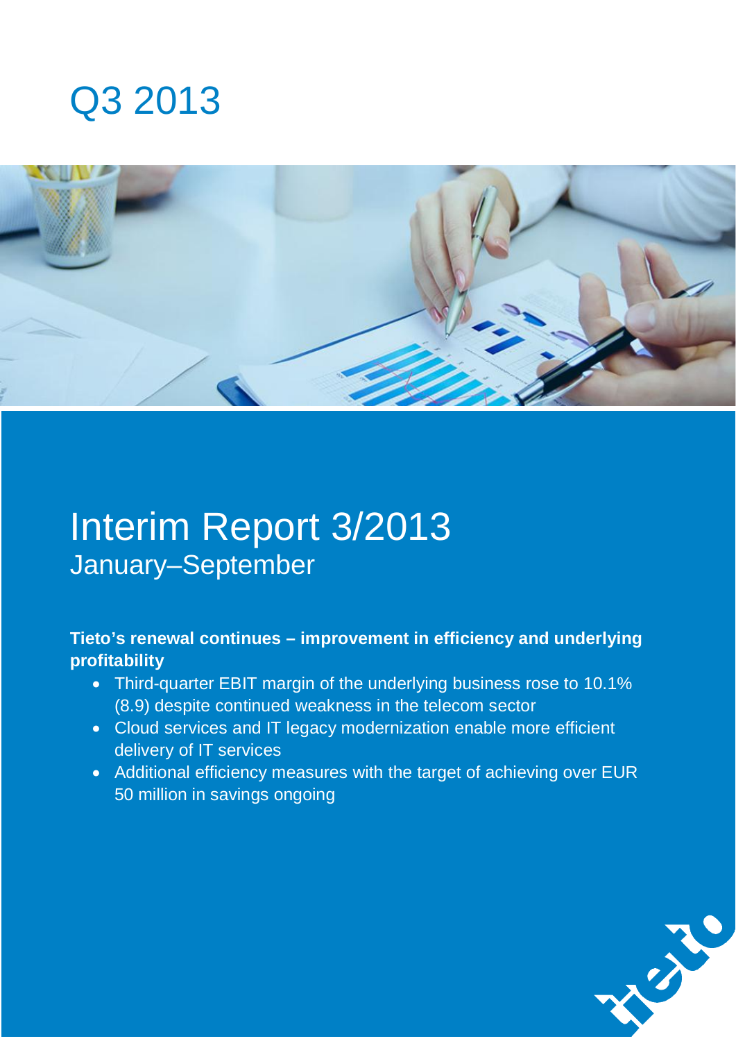# Q3 2013

# Interim Report 3/2013

## January–September

**Tieto's renewal continues – improvement in efficiency and underlying profitability**

- Third-quarter EBIT margin of the underlying business rose to 10.1% (8.9) despite continued weakness in the telecom sector
- Cloud services and IT legacy modernization enable more efficient delivery of IT services
- Additional efficiency measures with the target of achieving over EUR 50 million in savings ongoing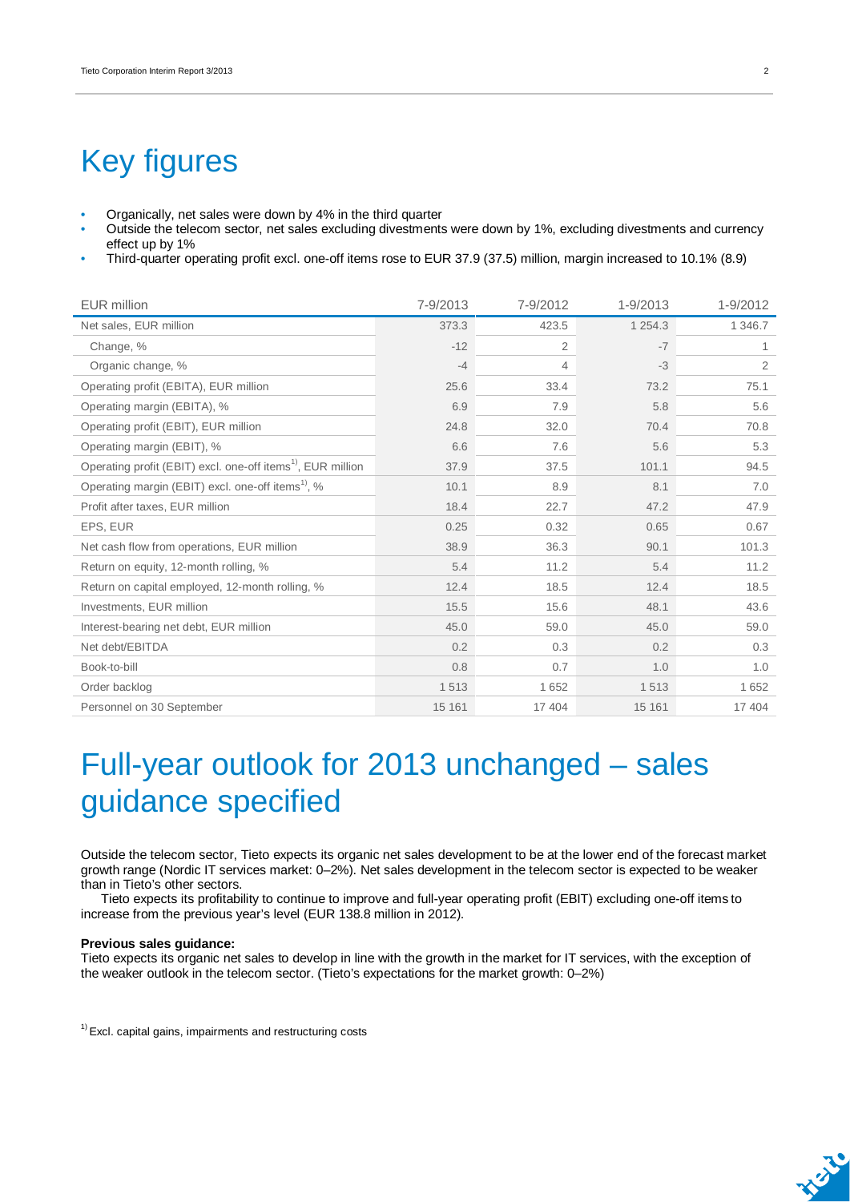# Key figures

- Organically, net sales were down by 4% in the third quarter
- Outside the telecom sector, net sales excluding divestments were down by 1%, excluding divestments and currency effect up by 1%
- Third-quarter operating profit excl. one-off items rose to EUR 37.9 (37.5) million, margin increased to 10.1% (8.9)

| EUR million | 7-9/2013 | 7-9/2012 | 1-9/2013 | 1-9/2012 |
|---|---|---|---|---|
| Net sales, EUR million | 373.3 | 423.5 | 1 254.3 | 1 346.7 |
| Change, % | -12 | 2 | -7 | 1 |
| Organic change, % | -4 | 4 | -3 | 2 |
| Operating profit (EBITA), EUR million | 25.6 | 33.4 | 73.2 | 75.1 |
| Operating margin (EBITA), % | 6.9 | 7.9 | 5.8 | 5.6 |
| Operating profit (EBIT), EUR million | 24.8 | 32.0 | 70.4 | 70.8 |
| Operating margin (EBIT), % | 6.6 | 7.6 | 5.6 | 5.3 |
| Operating profit (EBIT) excl. one-off items[1], EUR million | 37.9 | 37.5 | 101.1 | 94.5 |
| Operating margin (EBIT) excl. one-off items[1], % | 10.1 | 8.9 | 8.1 | 7.0 |
| Profit after taxes, EUR million | 18.4 | 22.7 | 47.2 | 47.9 |
| EPS, EUR | 0.25 | 0.32 | 0.65 | 0.67 |
| Net cash flow from operations, EUR million | 38.9 | 36.3 | 90.1 | 101.3 |
| Return on equity, 12-month rolling, % | 5.4 | 11.2 | 5.4 | 11.2 |
| Return on capital employed, 12-month rolling, % | 12.4 | 18.5 | 12.4 | 18.5 |
| Investments, EUR million | 15.5 | 15.6 | 48.1 | 43.6 |
| Interest-bearing net debt, EUR million | 45.0 | 59.0 | 45.0 | 59.0 |
| Net debt/EBITDA | 0.2 | 0.3 | 0.2 | 0.3 |
| Book-to-bill | 0.8 | 0.7 | 1.0 | 1.0 |
| Order backlog | 1 513 | 1 652 | 1 513 | 1 652 |
| Personnel on 30 September | 15 161 | 17 404 | 15 161 | 17 404 |

# Full-year outlook for 2013 unchanged – sales guidance specified

Outside the telecom sector, Tieto expects its organic net sales development to be at the lower end of the forecast market growth range (Nordic IT services market: 0–2%). Net sales development in the telecom sector is expected to be weaker than in Tieto's other sectors.

Tieto expects its profitability to continue to improve and full-year operating profit (EBIT) excluding one-off items to increase from the previous year's level (EUR 138.8 million in 2012).

**Previous sales guidance:**
Tieto expects its organic net sales to develop in line with the growth in the market for IT services, with the exception of the weaker outlook in the telecom sector. (Tieto's expectations for the market growth: 0–2%)

[1] Excl. capital gains, impairments and restructuring costs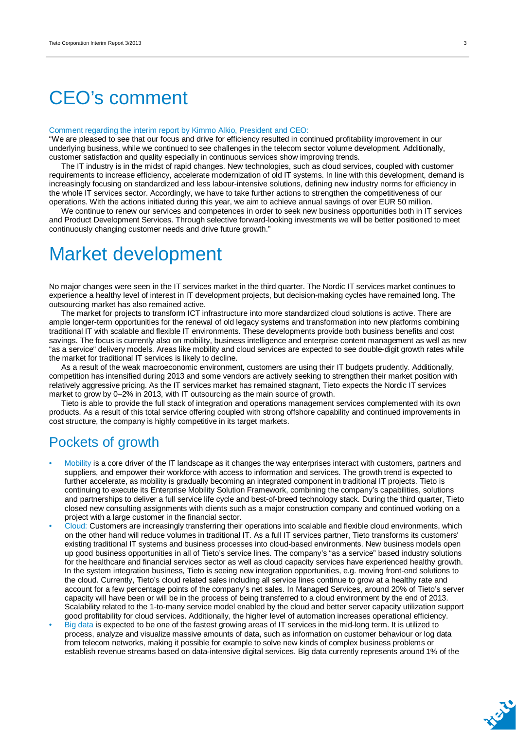# CEO's comment

Comment regarding the interim report by Kimmo Alkio, President and CEO:

"We are pleased to see that our focus and drive for efficiency resulted in continued profitability improvement in our underlying business, while we continued to see challenges in the telecom sector volume development. Additionally, customer satisfaction and quality especially in continuous services show improving trends.

The IT industry is in the midst of rapid changes. New technologies, such as cloud services, coupled with customer requirements to increase efficiency, accelerate modernization of old IT systems. In line with this development, demand is increasingly focusing on standardized and less labour-intensive solutions, defining new industry norms for efficiency in the whole IT services sector. Accordingly, we have to take further actions to strengthen the competitiveness of our operations. With the actions initiated during this year, we aim to achieve annual savings of over EUR 50 million.

We continue to renew our services and competences in order to seek new business opportunities both in IT services and Product Development Services. Through selective forward-looking investments we will be better positioned to meet continuously changing customer needs and drive future growth."

# Market development

No major changes were seen in the IT services market in the third quarter. The Nordic IT services market continues to experience a healthy level of interest in IT development projects, but decision-making cycles have remained long. The outsourcing market has also remained active.

The market for projects to transform ICT infrastructure into more standardized cloud solutions is active. There are ample longer-term opportunities for the renewal of old legacy systems and transformation into new platforms combining traditional IT with scalable and flexible IT environments. These developments provide both business benefits and cost savings. The focus is currently also on mobility, business intelligence and enterprise content management as well as new "as a service" delivery models. Areas like mobility and cloud services are expected to see double-digit growth rates while the market for traditional IT services is likely to decline.

As a result of the weak macroeconomic environment, customers are using their IT budgets prudently. Additionally, competition has intensified during 2013 and some vendors are actively seeking to strengthen their market position with relatively aggressive pricing. As the IT services market has remained stagnant, Tieto expects the Nordic IT services market to grow by 0–2% in 2013, with IT outsourcing as the main source of growth.

Tieto is able to provide the full stack of integration and operations management services complemented with its own products. As a result of this total service offering coupled with strong offshore capability and continued improvements in cost structure, the company is highly competitive in its target markets.

## Pockets of growth

- Mobility is a core driver of the IT landscape as it changes the way enterprises interact with customers, partners and suppliers, and empower their workforce with access to information and services. The growth trend is expected to further accelerate, as mobility is gradually becoming an integrated component in traditional IT projects. Tieto is continuing to execute its Enterprise Mobility Solution Framework, combining the company's capabilities, solutions and partnerships to deliver a full service life cycle and best-of-breed technology stack. During the third quarter, Tieto closed new consulting assignments with clients such as a major construction company and continued working on a project with a large customer in the financial sector.
- Cloud: Customers are increasingly transferring their operations into scalable and flexible cloud environments, which on the other hand will reduce volumes in traditional IT. As a full IT services partner, Tieto transforms its customers' existing traditional IT systems and business processes into cloud-based environments. New business models open up good business opportunities in all of Tieto's service lines. The company's "as a service" based industry solutions for the healthcare and financial services sector as well as cloud capacity services have experienced healthy growth. In the system integration business, Tieto is seeing new integration opportunities, e.g. moving front-end solutions to the cloud. Currently, Tieto's cloud related sales including all service lines continue to grow at a healthy rate and account for a few percentage points of the company's net sales. In Managed Services, around 20% of Tieto's server capacity will have been or will be in the process of being transferred to a cloud environment by the end of 2013. Scalability related to the 1-to-many service model enabled by the cloud and better server capacity utilization support good profitability for cloud services. Additionally, the higher level of automation increases operational efficiency.
- Big data is expected to be one of the fastest growing areas of IT services in the mid-long term. It is utilized to process, analyze and visualize massive amounts of data, such as information on customer behaviour or log data from telecom networks, making it possible for example to solve new kinds of complex business problems or establish revenue streams based on data-intensive digital services. Big data currently represents around 1% of the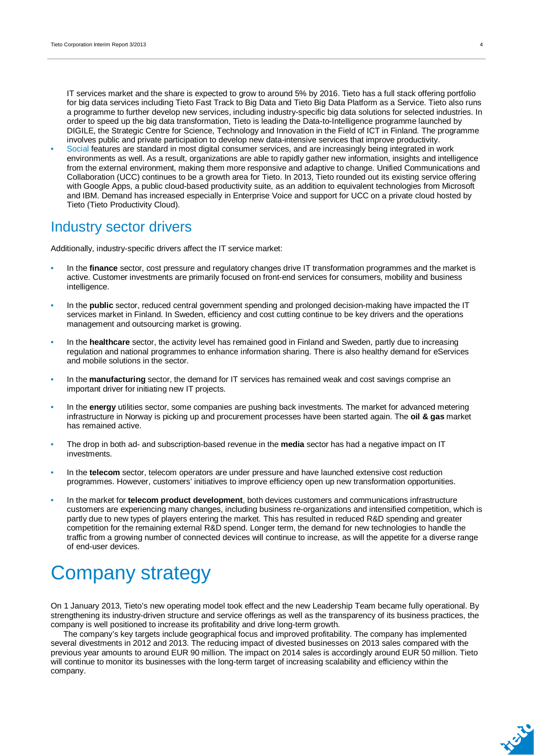IT services market and the share is expected to grow to around 5% by 2016. Tieto has a full stack offering portfolio for big data services including Tieto Fast Track to Big Data and Tieto Big Data Platform as a Service. Tieto also runs a programme to further develop new services, including industry-specific big data solutions for selected industries. In order to speed up the big data transformation, Tieto is leading the Data-to-Intelligence programme launched by DIGILE, the Strategic Centre for Science, Technology and Innovation in the Field of ICT in Finland. The programme involves public and private participation to develop new data-intensive services that improve productivity.

- Social features are standard in most digital consumer services, and are increasingly being integrated in work environments as well. As a result, organizations are able to rapidly gather new information, insights and intelligence from the external environment, making them more responsive and adaptive to change. Unified Communications and Collaboration (UCC) continues to be a growth area for Tieto. In 2013, Tieto rounded out its existing service offering with Google Apps, a public cloud-based productivity suite, as an addition to equivalent technologies from Microsoft and IBM. Demand has increased especially in Enterprise Voice and support for UCC on a private cloud hosted by Tieto (Tieto Productivity Cloud).

## Industry sector drivers

Additionally, industry-specific drivers affect the IT service market:

- In the **finance** sector, cost pressure and regulatory changes drive IT transformation programmes and the market is active. Customer investments are primarily focused on front-end services for consumers, mobility and business intelligence.
- In the **public** sector, reduced central government spending and prolonged decision-making have impacted the IT services market in Finland. In Sweden, efficiency and cost cutting continue to be key drivers and the operations management and outsourcing market is growing.
- In the **healthcare** sector, the activity level has remained good in Finland and Sweden, partly due to increasing regulation and national programmes to enhance information sharing. There is also healthy demand for eServices and mobile solutions in the sector.
- In the **manufacturing** sector, the demand for IT services has remained weak and cost savings comprise an important driver for initiating new IT projects.
- In the **energy** utilities sector, some companies are pushing back investments. The market for advanced metering infrastructure in Norway is picking up and procurement processes have been started again. The **oil & gas** market has remained active.
- The drop in both ad- and subscription-based revenue in the **media** sector has had a negative impact on IT investments.
- In the **telecom** sector, telecom operators are under pressure and have launched extensive cost reduction programmes. However, customers' initiatives to improve efficiency open up new transformation opportunities.
- In the market for **telecom product development**, both devices customers and communications infrastructure customers are experiencing many changes, including business re-organizations and intensified competition, which is partly due to new types of players entering the market. This has resulted in reduced R&D spending and greater competition for the remaining external R&D spend. Longer term, the demand for new technologies to handle the traffic from a growing number of connected devices will continue to increase, as will the appetite for a diverse range of end-user devices.

# Company strategy

On 1 January 2013, Tieto's new operating model took effect and the new Leadership Team became fully operational. By strengthening its industry-driven structure and service offerings as well as the transparency of its business practices, the company is well positioned to increase its profitability and drive long-term growth.

The company's key targets include geographical focus and improved profitability. The company has implemented several divestments in 2012 and 2013. The reducing impact of divested businesses on 2013 sales compared with the previous year amounts to around EUR 90 million. The impact on 2014 sales is accordingly around EUR 50 million. Tieto will continue to monitor its businesses with the long-term target of increasing scalability and efficiency within the company.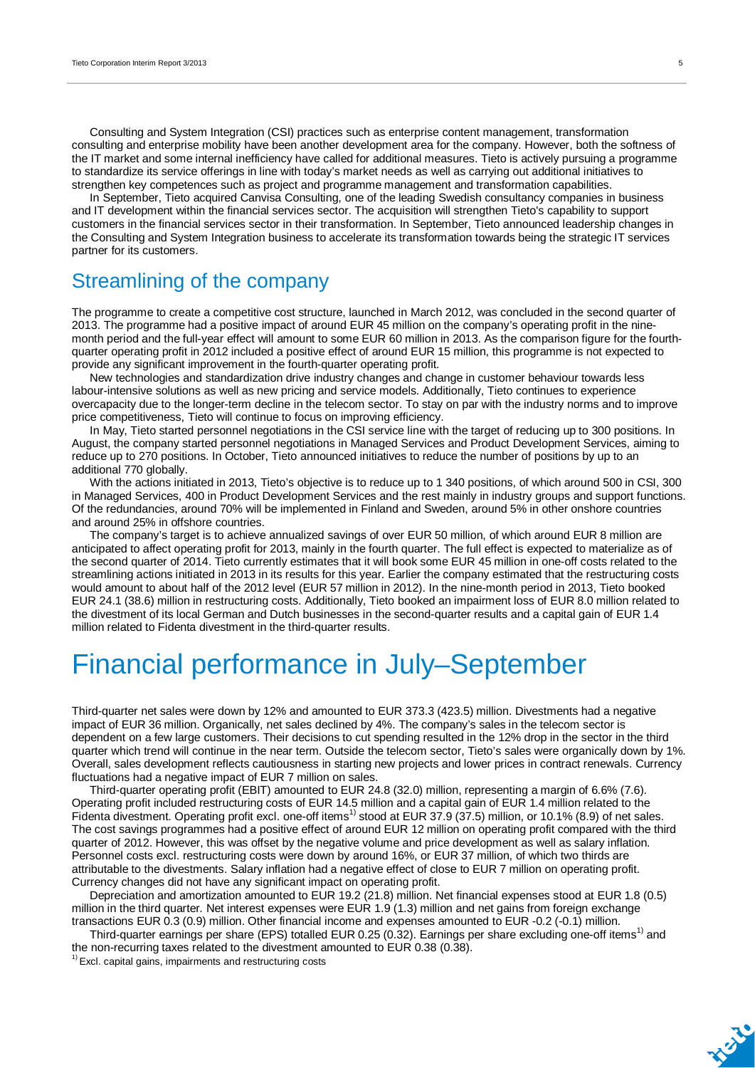Consulting and System Integration (CSI) practices such as enterprise content management, transformation consulting and enterprise mobility have been another development area for the company. However, both the softness of the IT market and some internal inefficiency have called for additional measures. Tieto is actively pursuing a programme to standardize its service offerings in line with today's market needs as well as carrying out additional initiatives to strengthen key competences such as project and programme management and transformation capabilities.

In September, Tieto acquired Canvisa Consulting, one of the leading Swedish consultancy companies in business and IT development within the financial services sector. The acquisition will strengthen Tieto's capability to support customers in the financial services sector in their transformation. In September, Tieto announced leadership changes in the Consulting and System Integration business to accelerate its transformation towards being the strategic IT services partner for its customers.

## Streamlining of the company

The programme to create a competitive cost structure, launched in March 2012, was concluded in the second quarter of 2013. The programme had a positive impact of around EUR 45 million on the company's operating profit in the nine-month period and the full-year effect will amount to some EUR 60 million in 2013. As the comparison figure for the fourth-quarter operating profit in 2012 included a positive effect of around EUR 15 million, this programme is not expected to provide any significant improvement in the fourth-quarter operating profit.

New technologies and standardization drive industry changes and change in customer behaviour towards less labour-intensive solutions as well as new pricing and service models. Additionally, Tieto continues to experience overcapacity due to the longer-term decline in the telecom sector. To stay on par with the industry norms and to improve price competitiveness, Tieto will continue to focus on improving efficiency.

In May, Tieto started personnel negotiations in the CSI service line with the target of reducing up to 300 positions. In August, the company started personnel negotiations in Managed Services and Product Development Services, aiming to reduce up to 270 positions. In October, Tieto announced initiatives to reduce the number of positions by up to an additional 770 globally.

With the actions initiated in 2013, Tieto's objective is to reduce up to 1 340 positions, of which around 500 in CSI, 300 in Managed Services, 400 in Product Development Services and the rest mainly in industry groups and support functions. Of the redundancies, around 70% will be implemented in Finland and Sweden, around 5% in other onshore countries and around 25% in offshore countries.

The company's target is to achieve annualized savings of over EUR 50 million, of which around EUR 8 million are anticipated to affect operating profit for 2013, mainly in the fourth quarter. The full effect is expected to materialize as of the second quarter of 2014. Tieto currently estimates that it will book some EUR 45 million in one-off costs related to the streamlining actions initiated in 2013 in its results for this year. Earlier the company estimated that the restructuring costs would amount to about half of the 2012 level (EUR 57 million in 2012). In the nine-month period in 2013, Tieto booked EUR 24.1 (38.6) million in restructuring costs. Additionally, Tieto booked an impairment loss of EUR 8.0 million related to the divestment of its local German and Dutch businesses in the second-quarter results and a capital gain of EUR 1.4 million related to Fidenta divestment in the third-quarter results.

# Financial performance in July–September

Third-quarter net sales were down by 12% and amounted to EUR 373.3 (423.5) million. Divestments had a negative impact of EUR 36 million. Organically, net sales declined by 4%. The company's sales in the telecom sector is dependent on a few large customers. Their decisions to cut spending resulted in the 12% drop in the sector in the third quarter which trend will continue in the near term. Outside the telecom sector, Tieto's sales were organically down by 1%. Overall, sales development reflects cautiousness in starting new projects and lower prices in contract renewals. Currency fluctuations had a negative impact of EUR 7 million on sales.

Third-quarter operating profit (EBIT) amounted to EUR 24.8 (32.0) million, representing a margin of 6.6% (7.6). Operating profit included restructuring costs of EUR 14.5 million and a capital gain of EUR 1.4 million related to the Fidenta divestment. Operating profit excl. one-off items[1] stood at EUR 37.9 (37.5) million, or 10.1% (8.9) of net sales. The cost savings programmes had a positive effect of around EUR 12 million on operating profit compared with the third quarter of 2012. However, this was offset by the negative volume and price development as well as salary inflation. Personnel costs excl. restructuring costs were down by around 16%, or EUR 37 million, of which two thirds are attributable to the divestments. Salary inflation had a negative effect of close to EUR 7 million on operating profit. Currency changes did not have any significant impact on operating profit.

Depreciation and amortization amounted to EUR 19.2 (21.8) million. Net financial expenses stood at EUR 1.8 (0.5) million in the third quarter. Net interest expenses were EUR 1.9 (1.3) million and net gains from foreign exchange transactions EUR 0.3 (0.9) million. Other financial income and expenses amounted to EUR -0.2 (-0.1) million.

Third-quarter earnings per share (EPS) totalled EUR 0.25 (0.32). Earnings per share excluding one-off items[1] and the non-recurring taxes related to the divestment amounted to EUR 0.38 (0.38).

[1] Excl. capital gains, impairments and restructuring costs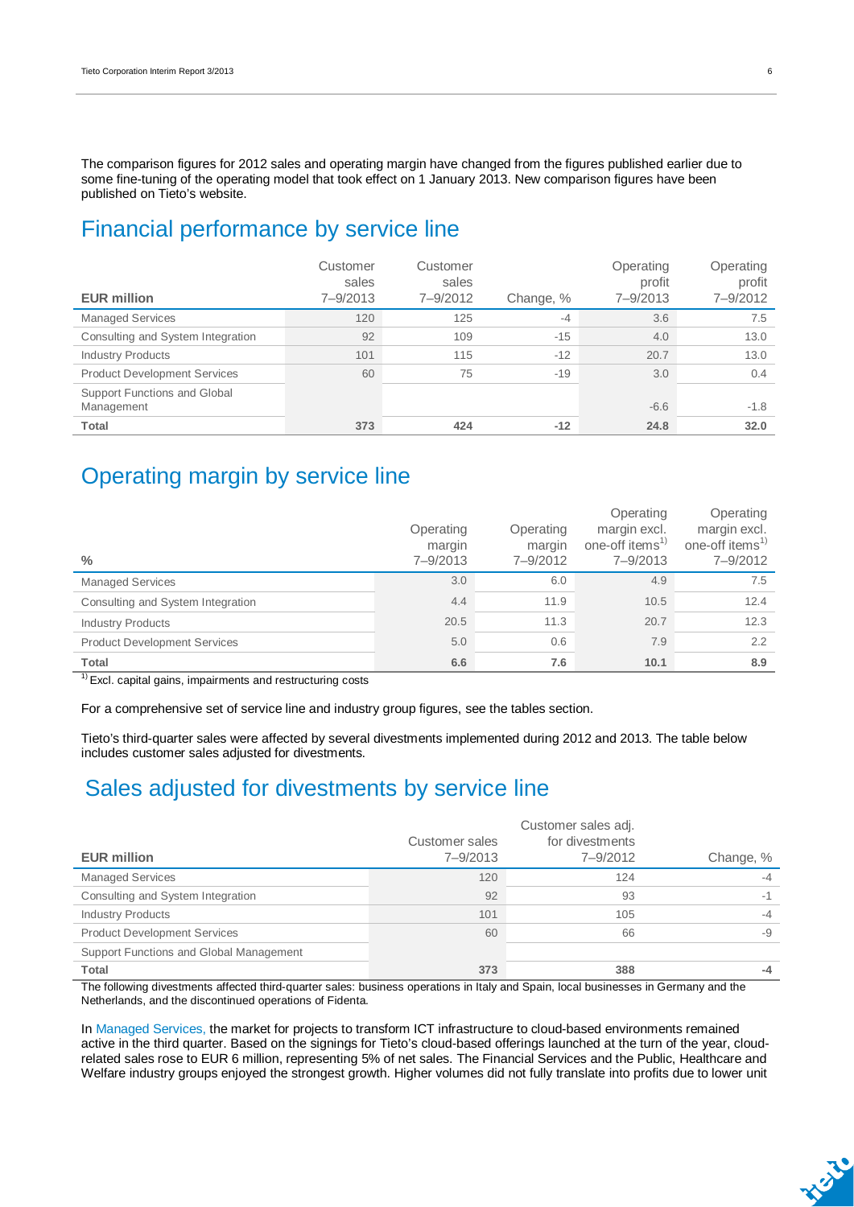The comparison figures for 2012 sales and operating margin have changed from the figures published earlier due to some fine-tuning of the operating model that took effect on 1 January 2013. New comparison figures have been published on Tieto's website.

## Financial performance by service line

| EUR million | Customer sales 7–9/2013 | Customer sales 7–9/2012 | Change, % | Operating profit 7–9/2013 | Operating profit 7–9/2012 |
|---|---|---|---|---|---|
| Managed Services | 120 | 125 | -4 | 3.6 | 7.5 |
| Consulting and System Integration | 92 | 109 | -15 | 4.0 | 13.0 |
| Industry Products | 101 | 115 | -12 | 20.7 | 13.0 |
| Product Development Services | 60 | 75 | -19 | 3.0 | 0.4 |
| Support Functions and Global Management | | | | -6.6 | -1.8 |
| **Total** | **373** | **424** | **-12** | **24.8** | **32.0** |

## Operating margin by service line

| % | Operating margin 7–9/2013 | Operating margin 7–9/2012 | Operating margin excl. one-off items[1] 7–9/2013 | Operating margin excl. one-off items[1] 7–9/2012 |
|---|---|---|---|---|
| Managed Services | 3.0 | 6.0 | 4.9 | 7.5 |
| Consulting and System Integration | 4.4 | 11.9 | 10.5 | 12.4 |
| Industry Products | 20.5 | 11.3 | 20.7 | 12.3 |
| Product Development Services | 5.0 | 0.6 | 7.9 | 2.2 |
| **Total** | **6.6** | **7.6** | **10.1** | **8.9** |

[1] Excl. capital gains, impairments and restructuring costs

For a comprehensive set of service line and industry group figures, see the tables section.

Tieto's third-quarter sales were affected by several divestments implemented during 2012 and 2013. The table below includes customer sales adjusted for divestments.

## Sales adjusted for divestments by service line

| EUR million | Customer sales 7–9/2013 | Customer sales adj. for divestments 7–9/2012 | Change, % |
|---|---|---|---|
| Managed Services | 120 | 124 | -4 |
| Consulting and System Integration | 92 | 93 | -1 |
| Industry Products | 101 | 105 | -4 |
| Product Development Services | 60 | 66 | -9 |
| Support Functions and Global Management | | | |
| **Total** | **373** | **388** | **-4** |

The following divestments affected third-quarter sales: business operations in Italy and Spain, local businesses in Germany and the Netherlands, and the discontinued operations of Fidenta.

In Managed Services, the market for projects to transform ICT infrastructure to cloud-based environments remained active in the third quarter. Based on the signings for Tieto's cloud-based offerings launched at the turn of the year, cloud-related sales rose to EUR 6 million, representing 5% of net sales. The Financial Services and the Public, Healthcare and Welfare industry groups enjoyed the strongest growth. Higher volumes did not fully translate into profits due to lower unit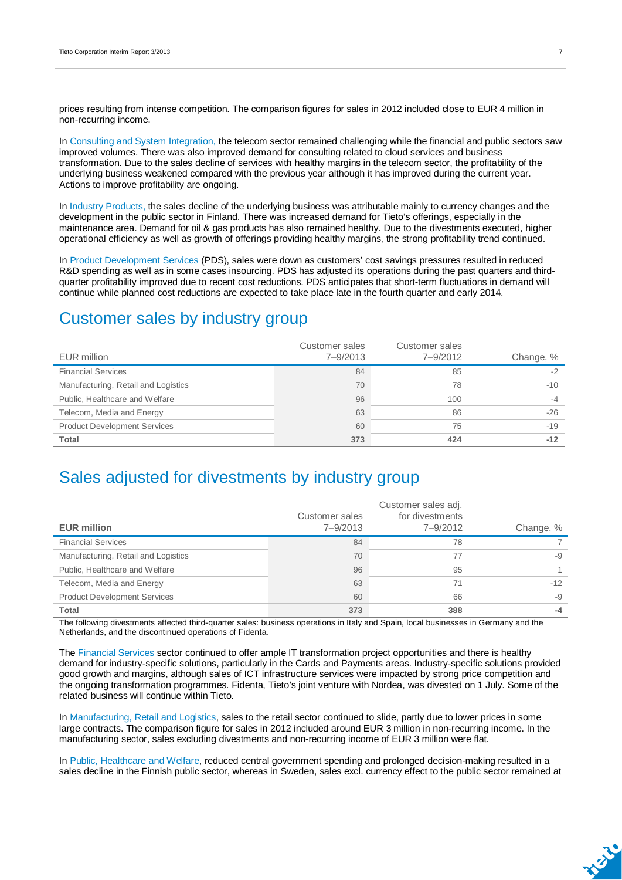prices resulting from intense competition. The comparison figures for sales in 2012 included close to EUR 4 million in non-recurring income.

In Consulting and System Integration, the telecom sector remained challenging while the financial and public sectors saw improved volumes. There was also improved demand for consulting related to cloud services and business transformation. Due to the sales decline of services with healthy margins in the telecom sector, the profitability of the underlying business weakened compared with the previous year although it has improved during the current year. Actions to improve profitability are ongoing.

In Industry Products, the sales decline of the underlying business was attributable mainly to currency changes and the development in the public sector in Finland. There was increased demand for Tieto's offerings, especially in the maintenance area. Demand for oil & gas products has also remained healthy. Due to the divestments executed, higher operational efficiency as well as growth of offerings providing healthy margins, the strong profitability trend continued.

In Product Development Services (PDS), sales were down as customers' cost savings pressures resulted in reduced R&D spending as well as in some cases insourcing. PDS has adjusted its operations during the past quarters and third-quarter profitability improved due to recent cost reductions. PDS anticipates that short-term fluctuations in demand will continue while planned cost reductions are expected to take place late in the fourth quarter and early 2014.

# Customer sales by industry group

| EUR million | Customer sales 7–9/2013 | Customer sales 7–9/2012 | Change, % |
|---|---|---|---|
| Financial Services | 84 | 85 | -2 |
| Manufacturing, Retail and Logistics | 70 | 78 | -10 |
| Public, Healthcare and Welfare | 96 | 100 | -4 |
| Telecom, Media and Energy | 63 | 86 | -26 |
| Product Development Services | 60 | 75 | -19 |
| **Total** | **373** | **424** | **-12** |

# Sales adjusted for divestments by industry group

| **EUR million** | Customer sales 7–9/2013 | Customer sales adj. for divestments 7–9/2012 | Change, % |
|---|---|---|---|
| Financial Services | 84 | 78 | 7 |
| Manufacturing, Retail and Logistics | 70 | 77 | -9 |
| Public, Healthcare and Welfare | 96 | 95 | 1 |
| Telecom, Media and Energy | 63 | 71 | -12 |
| Product Development Services | 60 | 66 | -9 |
| **Total** | **373** | **388** | **-4** |

The following divestments affected third-quarter sales: business operations in Italy and Spain, local businesses in Germany and the Netherlands, and the discontinued operations of Fidenta.

The Financial Services sector continued to offer ample IT transformation project opportunities and there is healthy demand for industry-specific solutions, particularly in the Cards and Payments areas. Industry-specific solutions provided good growth and margins, although sales of ICT infrastructure services were impacted by strong price competition and the ongoing transformation programmes. Fidenta, Tieto's joint venture with Nordea, was divested on 1 July. Some of the related business will continue within Tieto.

In Manufacturing, Retail and Logistics, sales to the retail sector continued to slide, partly due to lower prices in some large contracts. The comparison figure for sales in 2012 included around EUR 3 million in non-recurring income. In the manufacturing sector, sales excluding divestments and non-recurring income of EUR 3 million were flat.

In Public, Healthcare and Welfare, reduced central government spending and prolonged decision-making resulted in a sales decline in the Finnish public sector, whereas in Sweden, sales excl. currency effect to the public sector remained at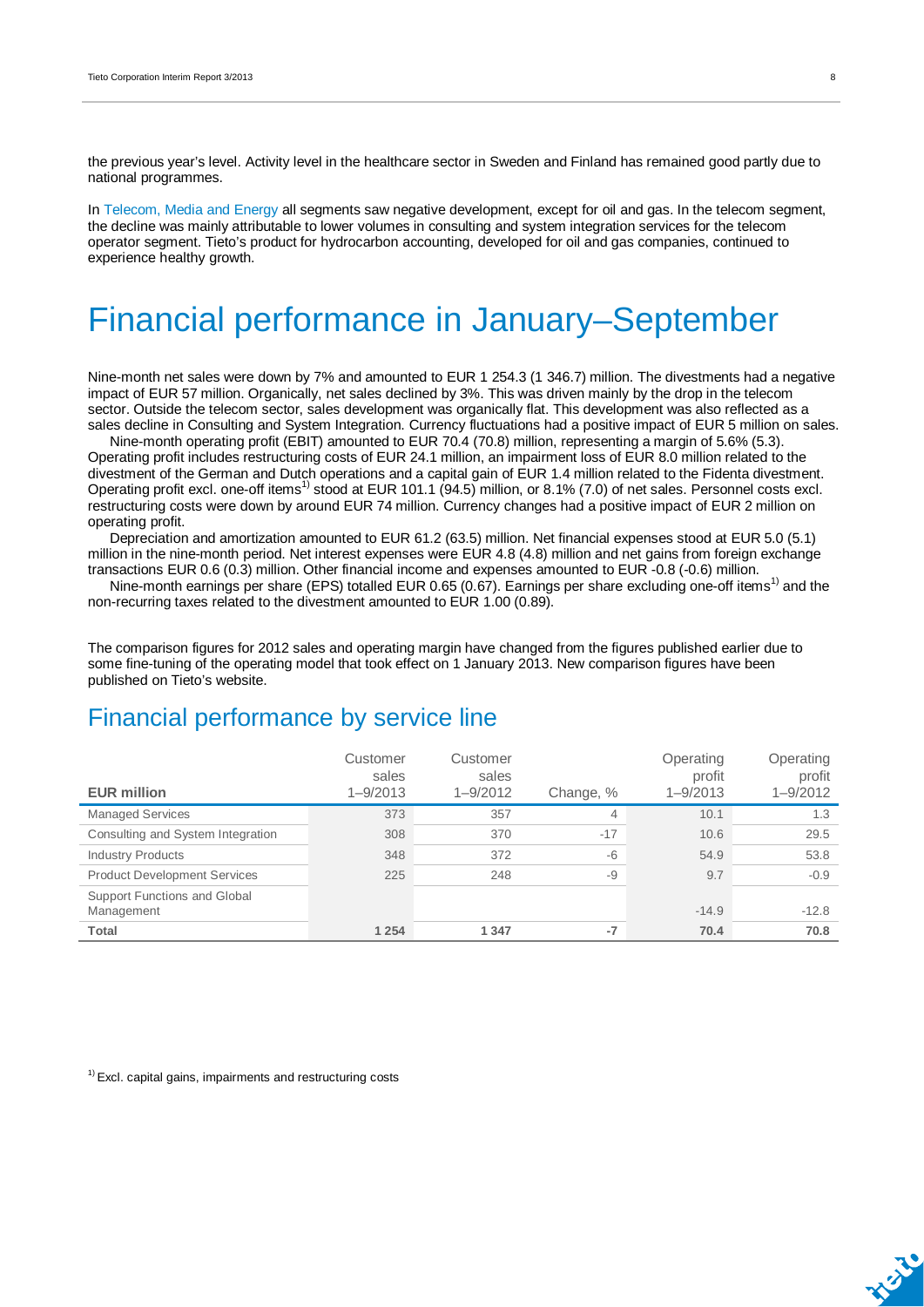the previous year's level. Activity level in the healthcare sector in Sweden and Finland has remained good partly due to national programmes.

In Telecom, Media and Energy all segments saw negative development, except for oil and gas. In the telecom segment, the decline was mainly attributable to lower volumes in consulting and system integration services for the telecom operator segment. Tieto's product for hydrocarbon accounting, developed for oil and gas companies, continued to experience healthy growth.

# Financial performance in January–September

Nine-month net sales were down by 7% and amounted to EUR 1 254.3 (1 346.7) million. The divestments had a negative impact of EUR 57 million. Organically, net sales declined by 3%. This was driven mainly by the drop in the telecom sector. Outside the telecom sector, sales development was organically flat. This development was also reflected as a sales decline in Consulting and System Integration. Currency fluctuations had a positive impact of EUR 5 million on sales.

Nine-month operating profit (EBIT) amounted to EUR 70.4 (70.8) million, representing a margin of 5.6% (5.3). Operating profit includes restructuring costs of EUR 24.1 million, an impairment loss of EUR 8.0 million related to the divestment of the German and Dutch operations and a capital gain of EUR 1.4 million related to the Fidenta divestment. Operating profit excl. one-off items[1] stood at EUR 101.1 (94.5) million, or 8.1% (7.0) of net sales. Personnel costs excl. restructuring costs were down by around EUR 74 million. Currency changes had a positive impact of EUR 2 million on operating profit.

Depreciation and amortization amounted to EUR 61.2 (63.5) million. Net financial expenses stood at EUR 5.0 (5.1) million in the nine-month period. Net interest expenses were EUR 4.8 (4.8) million and net gains from foreign exchange transactions EUR 0.6 (0.3) million. Other financial income and expenses amounted to EUR -0.8 (-0.6) million.

Nine-month earnings per share (EPS) totalled EUR 0.65 (0.67). Earnings per share excluding one-off items[1] and the non-recurring taxes related to the divestment amounted to EUR 1.00 (0.89).

The comparison figures for 2012 sales and operating margin have changed from the figures published earlier due to some fine-tuning of the operating model that took effect on 1 January 2013. New comparison figures have been published on Tieto's website.

## Financial performance by service line

| EUR million | Customer sales 1–9/2013 | Customer sales 1–9/2012 | Change, % | Operating profit 1–9/2013 | Operating profit 1–9/2012 |
|---|---|---|---|---|---|
| Managed Services | 373 | 357 | 4 | 10.1 | 1.3 |
| Consulting and System Integration | 308 | 370 | -17 | 10.6 | 29.5 |
| Industry Products | 348 | 372 | -6 | 54.9 | 53.8 |
| Product Development Services | 225 | 248 | -9 | 9.7 | -0.9 |
| Support Functions and Global Management | | | | -14.9 | -12.8 |
| **Total** | **1 254** | **1 347** | **-7** | **70.4** | **70.8** |

[1] Excl. capital gains, impairments and restructuring costs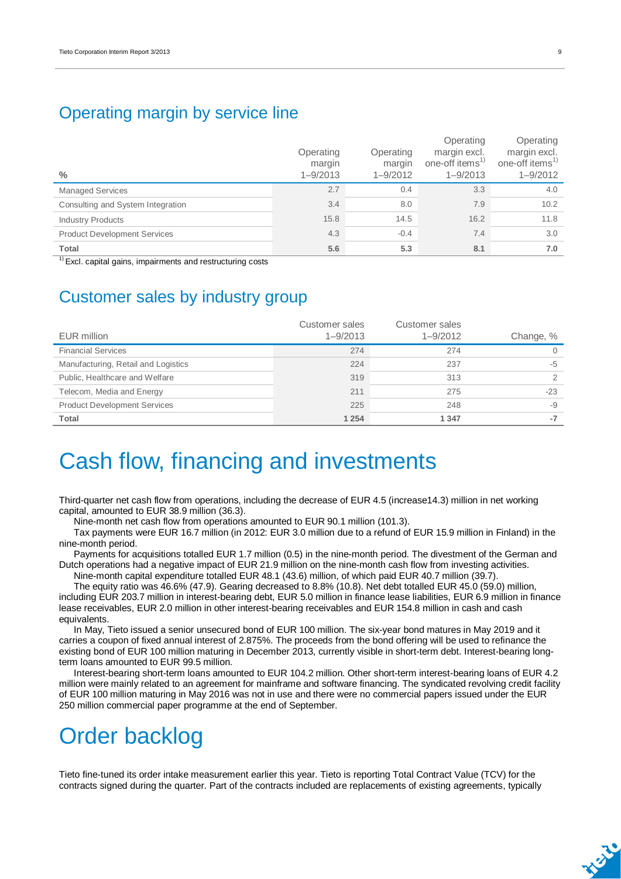## Operating margin by service line

| % | Operating margin 1–9/2013 | Operating margin 1–9/2012 | Operating margin excl. one-off items[1] 1–9/2013 | Operating margin excl. one-off items[1] 1–9/2012 |
|---|---|---|---|---|
| Managed Services | 2.7 | 0.4 | 3.3 | 4.0 |
| Consulting and System Integration | 3.4 | 8.0 | 7.9 | 10.2 |
| Industry Products | 15.8 | 14.5 | 16.2 | 11.8 |
| Product Development Services | 4.3 | -0.4 | 7.4 | 3.0 |
| **Total** | **5.6** | **5.3** | **8.1** | **7.0** |

[1] Excl. capital gains, impairments and restructuring costs

## Customer sales by industry group

| EUR million | Customer sales 1–9/2013 | Customer sales 1–9/2012 | Change, % |
|---|---|---|---|
| Financial Services | 274 | 274 | 0 |
| Manufacturing, Retail and Logistics | 224 | 237 | -5 |
| Public, Healthcare and Welfare | 319 | 313 | 2 |
| Telecom, Media and Energy | 211 | 275 | -23 |
| Product Development Services | 225 | 248 | -9 |
| **Total** | **1 254** | **1 347** | **-7** |

# Cash flow, financing and investments

Third-quarter net cash flow from operations, including the decrease of EUR 4.5 (increase14.3) million in net working capital, amounted to EUR 38.9 million (36.3).

Nine-month net cash flow from operations amounted to EUR 90.1 million (101.3).

Tax payments were EUR 16.7 million (in 2012: EUR 3.0 million due to a refund of EUR 15.9 million in Finland) in the nine-month period.

Payments for acquisitions totalled EUR 1.7 million (0.5) in the nine-month period. The divestment of the German and Dutch operations had a negative impact of EUR 21.9 million on the nine-month cash flow from investing activities.

Nine-month capital expenditure totalled EUR 48.1 (43.6) million, of which paid EUR 40.7 million (39.7).

The equity ratio was 46.6% (47.9). Gearing decreased to 8.8% (10.8). Net debt totalled EUR 45.0 (59.0) million, including EUR 203.7 million in interest-bearing debt, EUR 5.0 million in finance lease liabilities, EUR 6.9 million in finance lease receivables, EUR 2.0 million in other interest-bearing receivables and EUR 154.8 million in cash and cash equivalents.

In May, Tieto issued a senior unsecured bond of EUR 100 million. The six-year bond matures in May 2019 and it carries a coupon of fixed annual interest of 2.875%. The proceeds from the bond offering will be used to refinance the existing bond of EUR 100 million maturing in December 2013, currently visible in short-term debt. Interest-bearing long-term loans amounted to EUR 99.5 million.

Interest-bearing short-term loans amounted to EUR 104.2 million. Other short-term interest-bearing loans of EUR 4.2 million were mainly related to an agreement for mainframe and software financing. The syndicated revolving credit facility of EUR 100 million maturing in May 2016 was not in use and there were no commercial papers issued under the EUR 250 million commercial paper programme at the end of September.

# Order backlog

Tieto fine-tuned its order intake measurement earlier this year. Tieto is reporting Total Contract Value (TCV) for the contracts signed during the quarter. Part of the contracts included are replacements of existing agreements, typically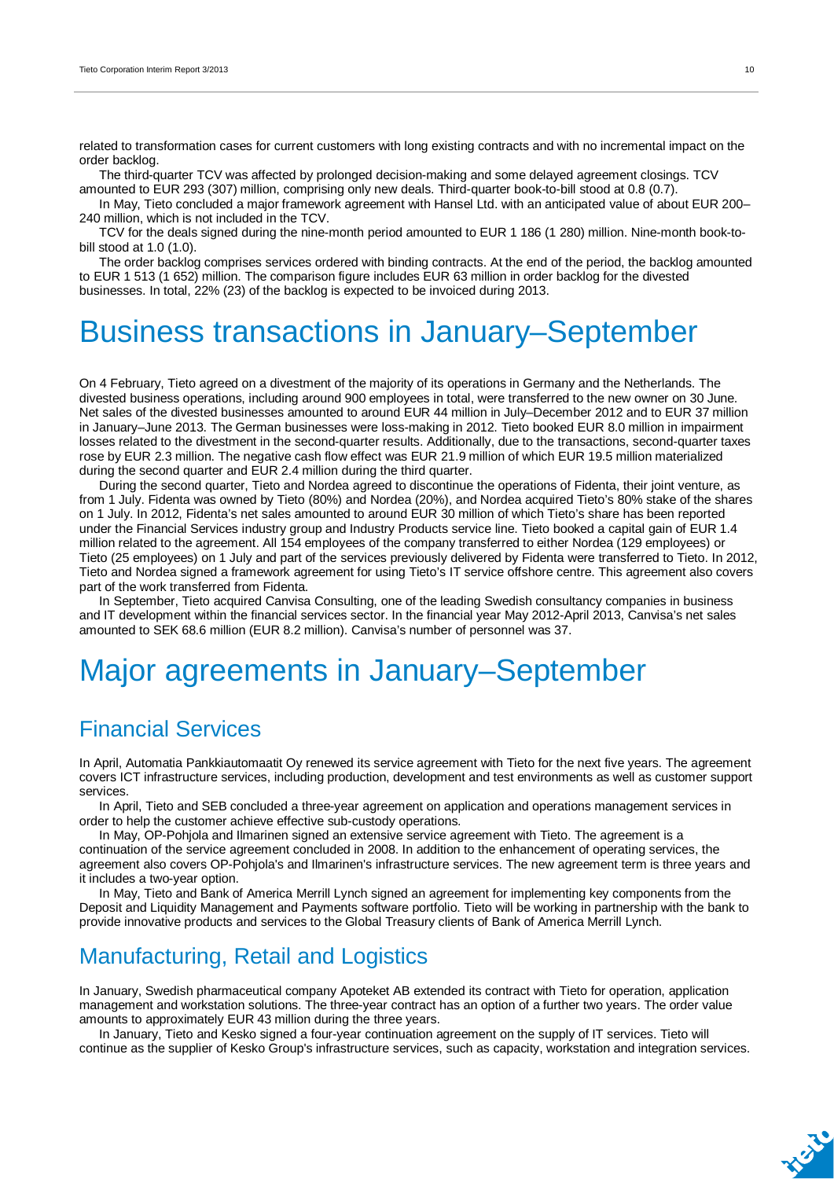related to transformation cases for current customers with long existing contracts and with no incremental impact on the order backlog.

The third-quarter TCV was affected by prolonged decision-making and some delayed agreement closings. TCV amounted to EUR 293 (307) million, comprising only new deals. Third-quarter book-to-bill stood at 0.8 (0.7).

In May, Tieto concluded a major framework agreement with Hansel Ltd. with an anticipated value of about EUR 200–240 million, which is not included in the TCV.

TCV for the deals signed during the nine-month period amounted to EUR 1 186 (1 280) million. Nine-month book-to-bill stood at 1.0 (1.0).

The order backlog comprises services ordered with binding contracts. At the end of the period, the backlog amounted to EUR 1 513 (1 652) million. The comparison figure includes EUR 63 million in order backlog for the divested businesses. In total, 22% (23) of the backlog is expected to be invoiced during 2013.

# Business transactions in January–September

On 4 February, Tieto agreed on a divestment of the majority of its operations in Germany and the Netherlands. The divested business operations, including around 900 employees in total, were transferred to the new owner on 30 June. Net sales of the divested businesses amounted to around EUR 44 million in July–December 2012 and to EUR 37 million in January–June 2013. The German businesses were loss-making in 2012. Tieto booked EUR 8.0 million in impairment losses related to the divestment in the second-quarter results. Additionally, due to the transactions, second-quarter taxes rose by EUR 2.3 million. The negative cash flow effect was EUR 21.9 million of which EUR 19.5 million materialized during the second quarter and EUR 2.4 million during the third quarter.

During the second quarter, Tieto and Nordea agreed to discontinue the operations of Fidenta, their joint venture, as from 1 July. Fidenta was owned by Tieto (80%) and Nordea (20%), and Nordea acquired Tieto's 80% stake of the shares on 1 July. In 2012, Fidenta's net sales amounted to around EUR 30 million of which Tieto's share has been reported under the Financial Services industry group and Industry Products service line. Tieto booked a capital gain of EUR 1.4 million related to the agreement. All 154 employees of the company transferred to either Nordea (129 employees) or Tieto (25 employees) on 1 July and part of the services previously delivered by Fidenta were transferred to Tieto. In 2012, Tieto and Nordea signed a framework agreement for using Tieto's IT service offshore centre. This agreement also covers part of the work transferred from Fidenta.

In September, Tieto acquired Canvisa Consulting, one of the leading Swedish consultancy companies in business and IT development within the financial services sector. In the financial year May 2012-April 2013, Canvisa's net sales amounted to SEK 68.6 million (EUR 8.2 million). Canvisa's number of personnel was 37.

# Major agreements in January–September

## Financial Services

In April, Automatia Pankkiautomaatit Oy renewed its service agreement with Tieto for the next five years. The agreement covers ICT infrastructure services, including production, development and test environments as well as customer support services.

In April, Tieto and SEB concluded a three-year agreement on application and operations management services in order to help the customer achieve effective sub-custody operations.

In May, OP-Pohjola and Ilmarinen signed an extensive service agreement with Tieto. The agreement is a continuation of the service agreement concluded in 2008. In addition to the enhancement of operating services, the agreement also covers OP-Pohjola's and Ilmarinen's infrastructure services. The new agreement term is three years and it includes a two-year option.

In May, Tieto and Bank of America Merrill Lynch signed an agreement for implementing key components from the Deposit and Liquidity Management and Payments software portfolio. Tieto will be working in partnership with the bank to provide innovative products and services to the Global Treasury clients of Bank of America Merrill Lynch.

## Manufacturing, Retail and Logistics

In January, Swedish pharmaceutical company Apoteket AB extended its contract with Tieto for operation, application management and workstation solutions. The three-year contract has an option of a further two years. The order value amounts to approximately EUR 43 million during the three years.

In January, Tieto and Kesko signed a four-year continuation agreement on the supply of IT services. Tieto will continue as the supplier of Kesko Group's infrastructure services, such as capacity, workstation and integration services.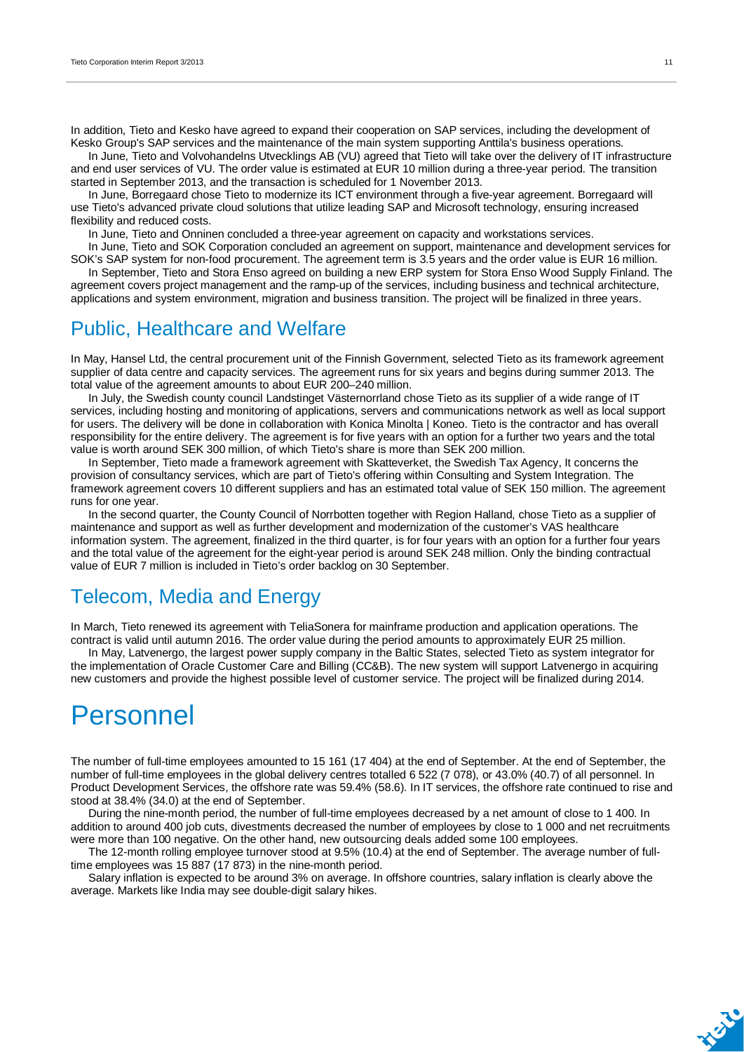In addition, Tieto and Kesko have agreed to expand their cooperation on SAP services, including the development of Kesko Group's SAP services and the maintenance of the main system supporting Anttila's business operations.

In June, Tieto and Volvohandelns Utvecklings AB (VU) agreed that Tieto will take over the delivery of IT infrastructure and end user services of VU. The order value is estimated at EUR 10 million during a three-year period. The transition started in September 2013, and the transaction is scheduled for 1 November 2013.

In June, Borregaard chose Tieto to modernize its ICT environment through a five-year agreement. Borregaard will use Tieto's advanced private cloud solutions that utilize leading SAP and Microsoft technology, ensuring increased flexibility and reduced costs.

In June, Tieto and Onninen concluded a three-year agreement on capacity and workstations services.

In June, Tieto and SOK Corporation concluded an agreement on support, maintenance and development services for SOK's SAP system for non-food procurement. The agreement term is 3.5 years and the order value is EUR 16 million.

In September, Tieto and Stora Enso agreed on building a new ERP system for Stora Enso Wood Supply Finland. The agreement covers project management and the ramp-up of the services, including business and technical architecture, applications and system environment, migration and business transition. The project will be finalized in three years.

## Public, Healthcare and Welfare

In May, Hansel Ltd, the central procurement unit of the Finnish Government, selected Tieto as its framework agreement supplier of data centre and capacity services. The agreement runs for six years and begins during summer 2013. The total value of the agreement amounts to about EUR 200–240 million.

In July, the Swedish county council Landstinget Västernorrland chose Tieto as its supplier of a wide range of IT services, including hosting and monitoring of applications, servers and communications network as well as local support for users. The delivery will be done in collaboration with Konica Minolta | Koneo. Tieto is the contractor and has overall responsibility for the entire delivery. The agreement is for five years with an option for a further two years and the total value is worth around SEK 300 million, of which Tieto's share is more than SEK 200 million.

In September, Tieto made a framework agreement with Skatteverket, the Swedish Tax Agency, It concerns the provision of consultancy services, which are part of Tieto's offering within Consulting and System Integration. The framework agreement covers 10 different suppliers and has an estimated total value of SEK 150 million. The agreement runs for one year.

In the second quarter, the County Council of Norrbotten together with Region Halland, chose Tieto as a supplier of maintenance and support as well as further development and modernization of the customer's VAS healthcare information system. The agreement, finalized in the third quarter, is for four years with an option for a further four years and the total value of the agreement for the eight-year period is around SEK 248 million. Only the binding contractual value of EUR 7 million is included in Tieto's order backlog on 30 September.

## Telecom, Media and Energy

In March, Tieto renewed its agreement with TeliaSonera for mainframe production and application operations. The contract is valid until autumn 2016. The order value during the period amounts to approximately EUR 25 million.

In May, Latvenergo, the largest power supply company in the Baltic States, selected Tieto as system integrator for the implementation of Oracle Customer Care and Billing (CC&B). The new system will support Latvenergo in acquiring new customers and provide the highest possible level of customer service. The project will be finalized during 2014.

# Personnel

The number of full-time employees amounted to 15 161 (17 404) at the end of September. At the end of September, the number of full-time employees in the global delivery centres totalled 6 522 (7 078), or 43.0% (40.7) of all personnel. In Product Development Services, the offshore rate was 59.4% (58.6). In IT services, the offshore rate continued to rise and stood at 38.4% (34.0) at the end of September.

During the nine-month period, the number of full-time employees decreased by a net amount of close to 1 400. In addition to around 400 job cuts, divestments decreased the number of employees by close to 1 000 and net recruitments were more than 100 negative. On the other hand, new outsourcing deals added some 100 employees.

The 12-month rolling employee turnover stood at 9.5% (10.4) at the end of September. The average number of full-time employees was 15 887 (17 873) in the nine-month period.

Salary inflation is expected to be around 3% on average. In offshore countries, salary inflation is clearly above the average. Markets like India may see double-digit salary hikes.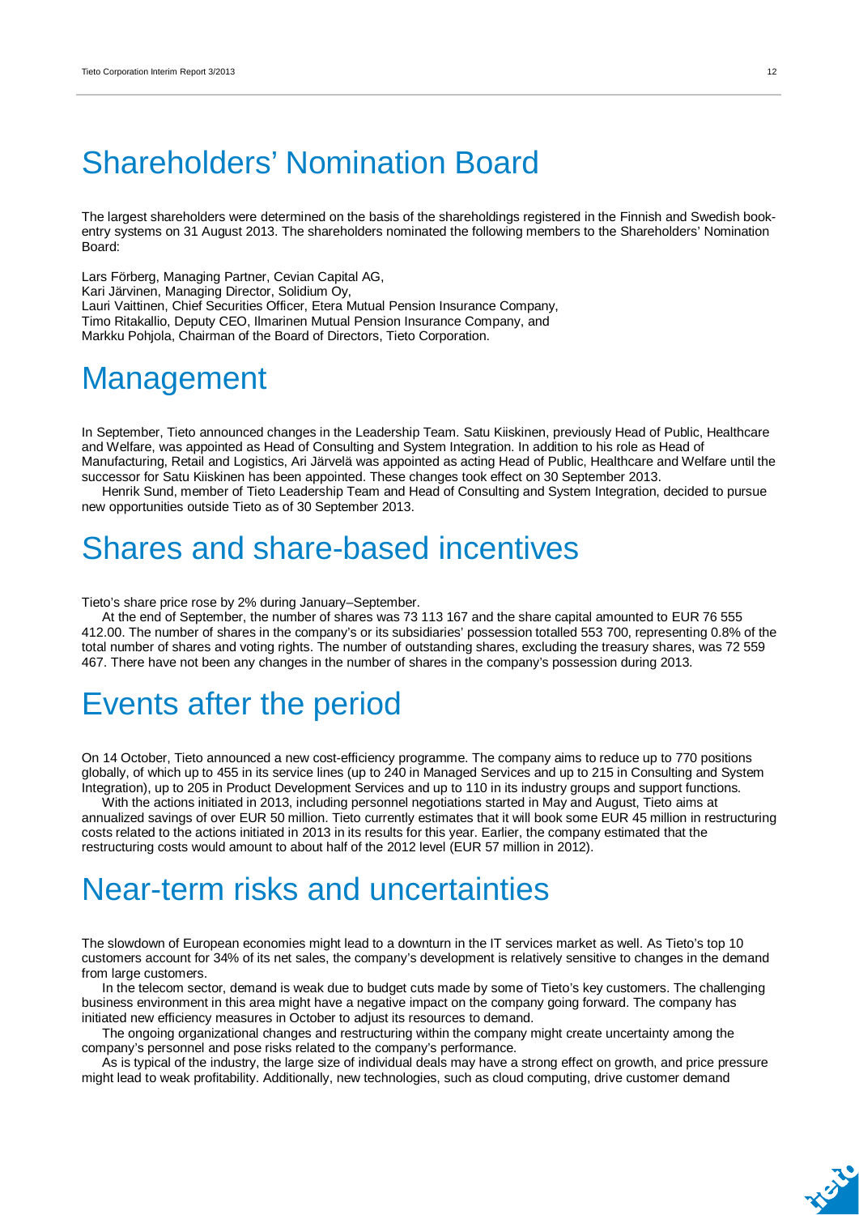# Shareholders' Nomination Board

The largest shareholders were determined on the basis of the shareholdings registered in the Finnish and Swedish book-entry systems on 31 August 2013. The shareholders nominated the following members to the Shareholders' Nomination Board:

Lars Förberg, Managing Partner, Cevian Capital AG,
Kari Järvinen, Managing Director, Solidium Oy,
Lauri Vaittinen, Chief Securities Officer, Etera Mutual Pension Insurance Company,
Timo Ritakallio, Deputy CEO, Ilmarinen Mutual Pension Insurance Company, and
Markku Pohjola, Chairman of the Board of Directors, Tieto Corporation.

# Management

In September, Tieto announced changes in the Leadership Team. Satu Kiiskinen, previously Head of Public, Healthcare and Welfare, was appointed as Head of Consulting and System Integration. In addition to his role as Head of Manufacturing, Retail and Logistics, Ari Järvelä was appointed as acting Head of Public, Healthcare and Welfare until the successor for Satu Kiiskinen has been appointed. These changes took effect on 30 September 2013.

Henrik Sund, member of Tieto Leadership Team and Head of Consulting and System Integration, decided to pursue new opportunities outside Tieto as of 30 September 2013.

# Shares and share-based incentives

Tieto's share price rose by 2% during January–September.

At the end of September, the number of shares was 73 113 167 and the share capital amounted to EUR 76 555 412.00. The number of shares in the company's or its subsidiaries' possession totalled 553 700, representing 0.8% of the total number of shares and voting rights. The number of outstanding shares, excluding the treasury shares, was 72 559 467. There have not been any changes in the number of shares in the company's possession during 2013.

# Events after the period

On 14 October, Tieto announced a new cost-efficiency programme. The company aims to reduce up to 770 positions globally, of which up to 455 in its service lines (up to 240 in Managed Services and up to 215 in Consulting and System Integration), up to 205 in Product Development Services and up to 110 in its industry groups and support functions.

With the actions initiated in 2013, including personnel negotiations started in May and August, Tieto aims at annualized savings of over EUR 50 million. Tieto currently estimates that it will book some EUR 45 million in restructuring costs related to the actions initiated in 2013 in its results for this year. Earlier, the company estimated that the restructuring costs would amount to about half of the 2012 level (EUR 57 million in 2012).

# Near-term risks and uncertainties

The slowdown of European economies might lead to a downturn in the IT services market as well. As Tieto's top 10 customers account for 34% of its net sales, the company's development is relatively sensitive to changes in the demand from large customers.

In the telecom sector, demand is weak due to budget cuts made by some of Tieto's key customers. The challenging business environment in this area might have a negative impact on the company going forward. The company has initiated new efficiency measures in October to adjust its resources to demand.

The ongoing organizational changes and restructuring within the company might create uncertainty among the company's personnel and pose risks related to the company's performance.

As is typical of the industry, the large size of individual deals may have a strong effect on growth, and price pressure might lead to weak profitability. Additionally, new technologies, such as cloud computing, drive customer demand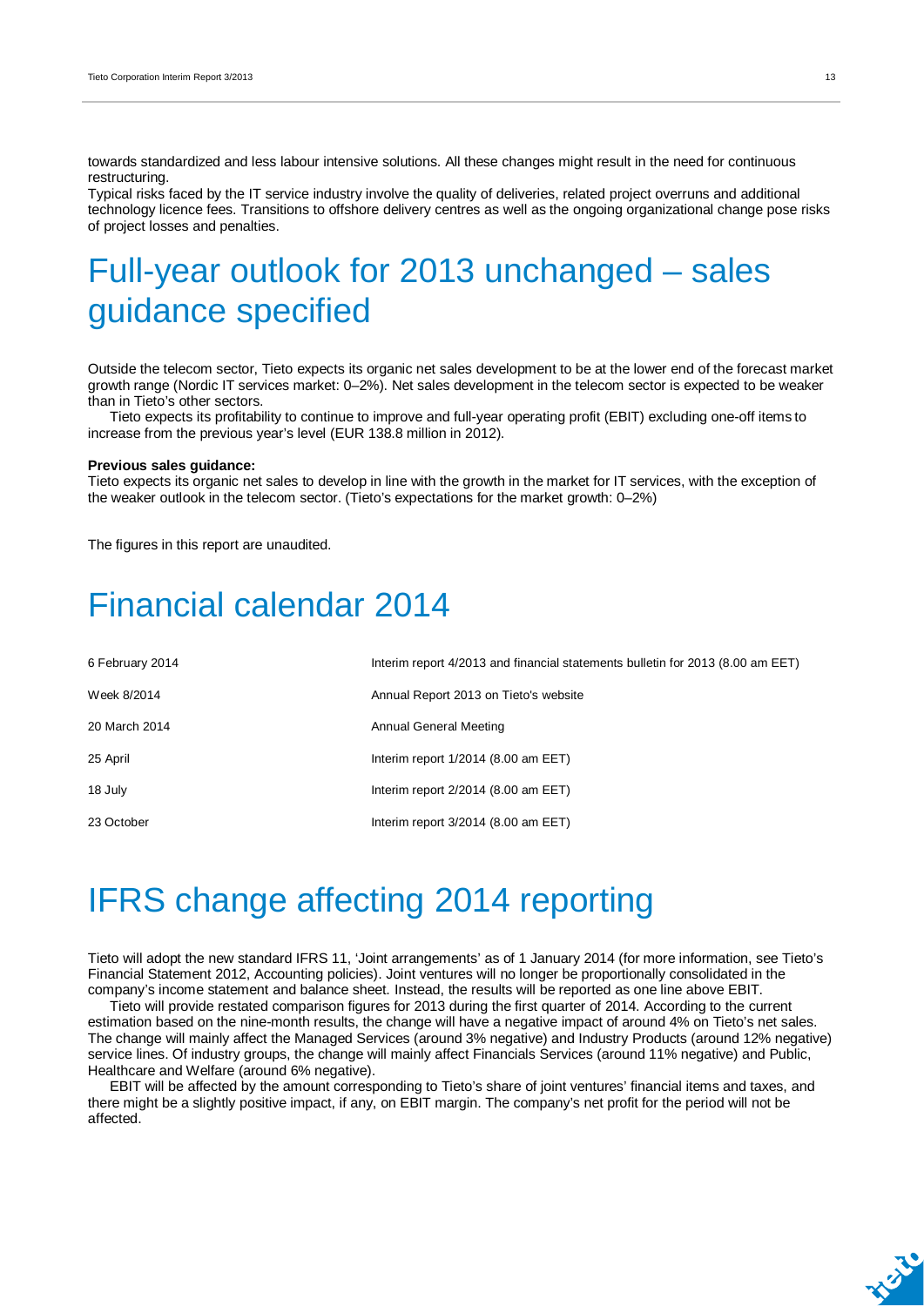towards standardized and less labour intensive solutions. All these changes might result in the need for continuous restructuring.
Typical risks faced by the IT service industry involve the quality of deliveries, related project overruns and additional technology licence fees. Transitions to offshore delivery centres as well as the ongoing organizational change pose risks of project losses and penalties.

# Full-year outlook for 2013 unchanged – sales guidance specified

Outside the telecom sector, Tieto expects its organic net sales development to be at the lower end of the forecast market growth range (Nordic IT services market: 0–2%). Net sales development in the telecom sector is expected to be weaker than in Tieto's other sectors.

Tieto expects its profitability to continue to improve and full-year operating profit (EBIT) excluding one-off items to increase from the previous year's level (EUR 138.8 million in 2012).

**Previous sales guidance:**
Tieto expects its organic net sales to develop in line with the growth in the market for IT services, with the exception of the weaker outlook in the telecom sector. (Tieto's expectations for the market growth: 0–2%)

The figures in this report are unaudited.

# Financial calendar 2014

| | |
|---|---|
| 6 February 2014 | Interim report 4/2013 and financial statements bulletin for 2013 (8.00 am EET) |
| Week 8/2014 | Annual Report 2013 on Tieto's website |
| 20 March 2014 | Annual General Meeting |
| 25 April | Interim report 1/2014 (8.00 am EET) |
| 18 July | Interim report 2/2014 (8.00 am EET) |
| 23 October | Interim report 3/2014 (8.00 am EET) |

# IFRS change affecting 2014 reporting

Tieto will adopt the new standard IFRS 11, 'Joint arrangements' as of 1 January 2014 (for more information, see Tieto's Financial Statement 2012, Accounting policies). Joint ventures will no longer be proportionally consolidated in the company's income statement and balance sheet. Instead, the results will be reported as one line above EBIT.

Tieto will provide restated comparison figures for 2013 during the first quarter of 2014. According to the current estimation based on the nine-month results, the change will have a negative impact of around 4% on Tieto's net sales. The change will mainly affect the Managed Services (around 3% negative) and Industry Products (around 12% negative) service lines. Of industry groups, the change will mainly affect Financials Services (around 11% negative) and Public, Healthcare and Welfare (around 6% negative).

EBIT will be affected by the amount corresponding to Tieto's share of joint ventures' financial items and taxes, and there might be a slightly positive impact, if any, on EBIT margin. The company's net profit for the period will not be affected.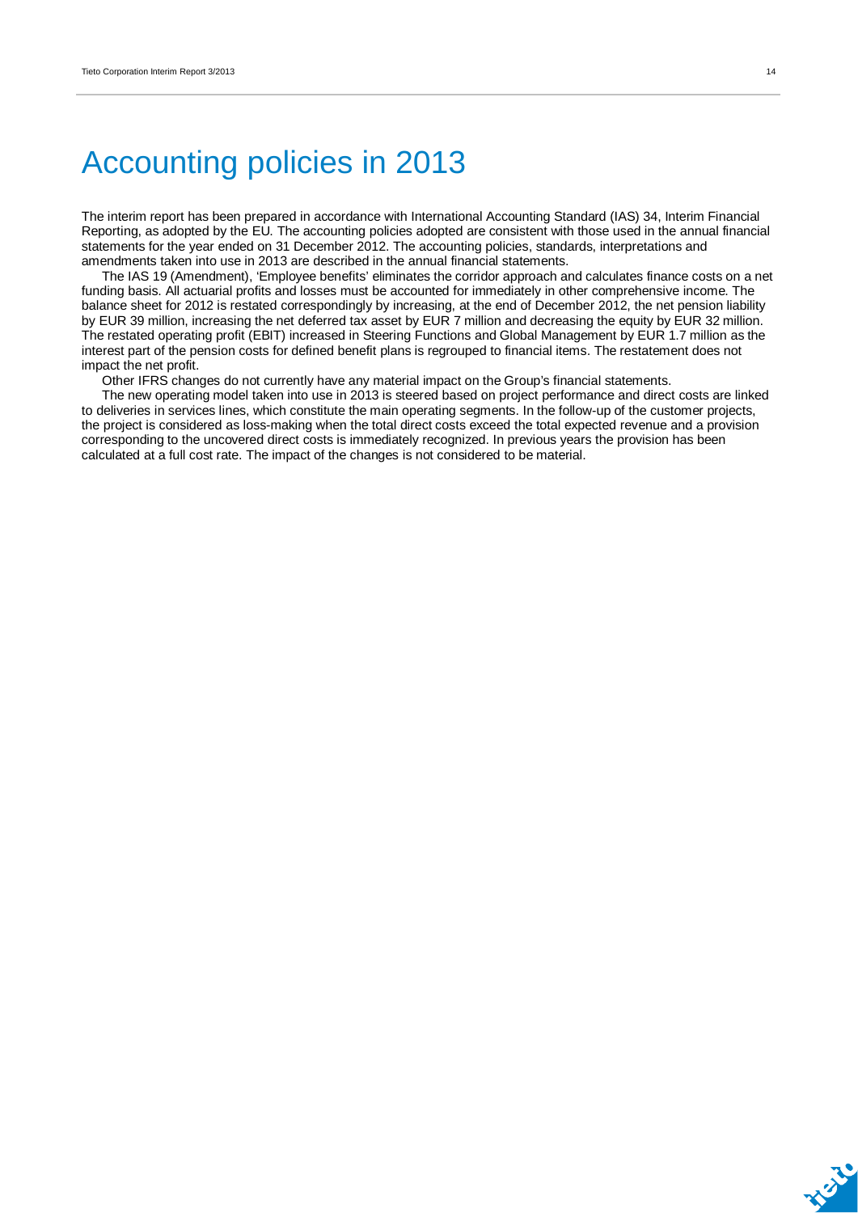# Accounting policies in 2013

The interim report has been prepared in accordance with International Accounting Standard (IAS) 34, Interim Financial Reporting, as adopted by the EU. The accounting policies adopted are consistent with those used in the annual financial statements for the year ended on 31 December 2012. The accounting policies, standards, interpretations and amendments taken into use in 2013 are described in the annual financial statements.

The IAS 19 (Amendment), 'Employee benefits' eliminates the corridor approach and calculates finance costs on a net funding basis. All actuarial profits and losses must be accounted for immediately in other comprehensive income. The balance sheet for 2012 is restated correspondingly by increasing, at the end of December 2012, the net pension liability by EUR 39 million, increasing the net deferred tax asset by EUR 7 million and decreasing the equity by EUR 32 million. The restated operating profit (EBIT) increased in Steering Functions and Global Management by EUR 1.7 million as the interest part of the pension costs for defined benefit plans is regrouped to financial items. The restatement does not impact the net profit.

Other IFRS changes do not currently have any material impact on the Group's financial statements.

The new operating model taken into use in 2013 is steered based on project performance and direct costs are linked to deliveries in services lines, which constitute the main operating segments. In the follow-up of the customer projects, the project is considered as loss-making when the total direct costs exceed the total expected revenue and a provision corresponding to the uncovered direct costs is immediately recognized. In previous years the provision has been calculated at a full cost rate. The impact of the changes is not considered to be material.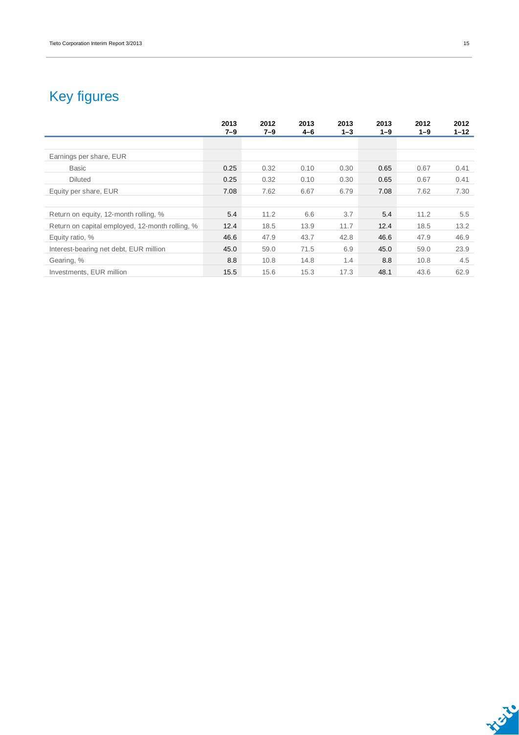# Key figures

| | 2013 7–9 | 2012 7–9 | 2013 4–6 | 2013 1–3 | 2013 1–9 | 2012 1–9 | 2012 1–12 |
|---|---|---|---|---|---|---|---|
| | | | | | | | |
| Earnings per share, EUR | | | | | | | |
| Basic | 0.25 | 0.32 | 0.10 | 0.30 | 0.65 | 0.67 | 0.41 |
| Diluted | 0.25 | 0.32 | 0.10 | 0.30 | 0.65 | 0.67 | 0.41 |
| Equity per share, EUR | 7.08 | 7.62 | 6.67 | 6.79 | 7.08 | 7.62 | 7.30 |
| | | | | | | | |
| Return on equity, 12-month rolling, % | 5.4 | 11.2 | 6.6 | 3.7 | 5.4 | 11.2 | 5.5 |
| Return on capital employed, 12-month rolling, % | 12.4 | 18.5 | 13.9 | 11.7 | 12.4 | 18.5 | 13.2 |
| Equity ratio, % | 46.6 | 47.9 | 43.7 | 42.8 | 46.6 | 47.9 | 46.9 |
| Interest-bearing net debt, EUR million | 45.0 | 59.0 | 71.5 | 6.9 | 45.0 | 59.0 | 23.9 |
| Gearing, % | 8.8 | 10.8 | 14.8 | 1.4 | 8.8 | 10.8 | 4.5 |
| Investments, EUR million | 15.5 | 15.6 | 15.3 | 17.3 | 48.1 | 43.6 | 62.9 |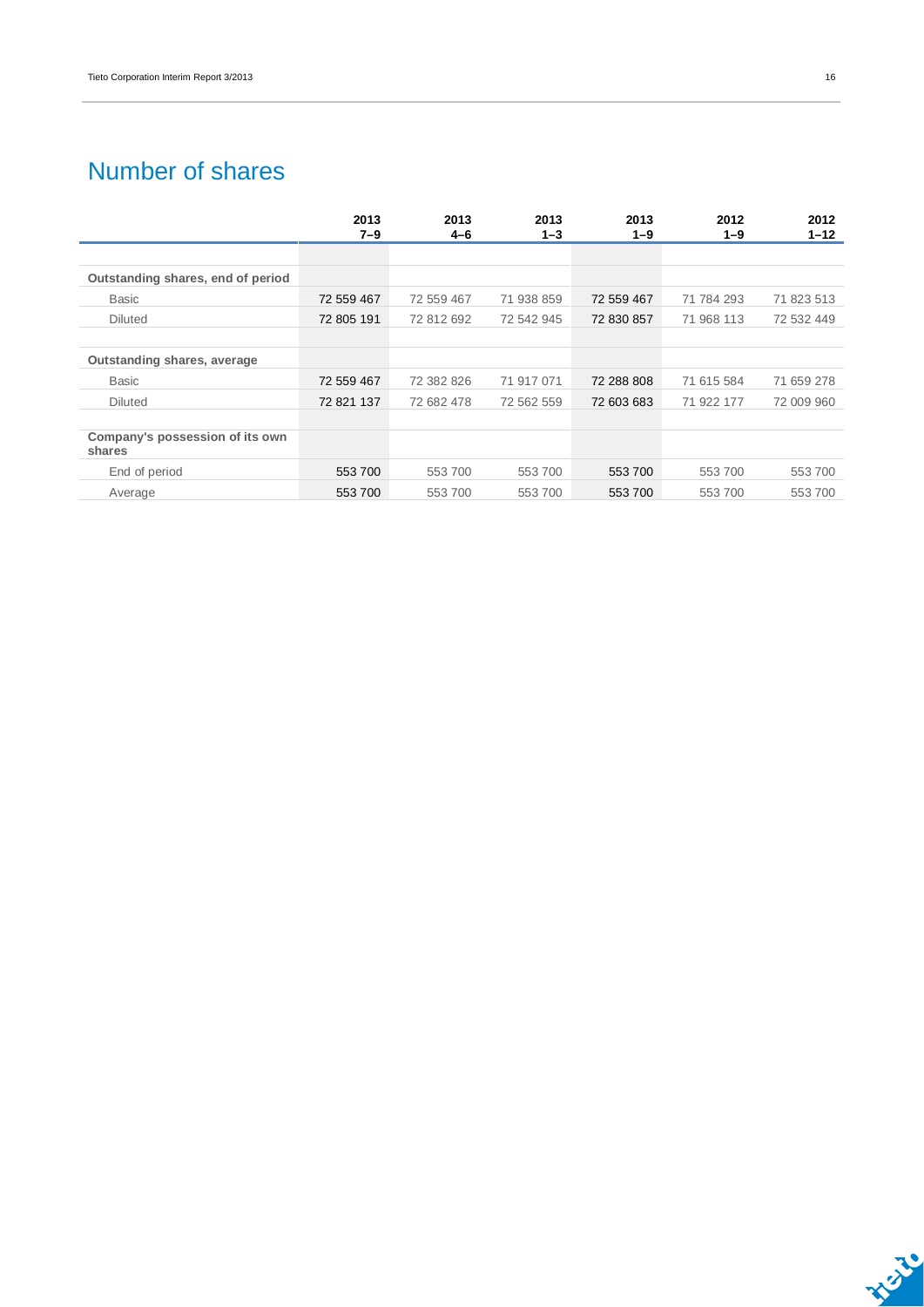# Number of shares

| | 2013 7–9 | 2013 4–6 | 2013 1–3 | 2013 1–9 | 2012 1–9 | 2012 1–12 |
|---|---|---|---|---|---|---|
| **Outstanding shares, end of period** | | | | | | |
| Basic | 72 559 467 | 72 559 467 | 71 938 859 | 72 559 467 | 71 784 293 | 71 823 513 |
| Diluted | 72 805 191 | 72 812 692 | 72 542 945 | 72 830 857 | 71 968 113 | 72 532 449 |
| **Outstanding shares, average** | | | | | | |
| Basic | 72 559 467 | 72 382 826 | 71 917 071 | 72 288 808 | 71 615 584 | 71 659 278 |
| Diluted | 72 821 137 | 72 682 478 | 72 562 559 | 72 603 683 | 71 922 177 | 72 009 960 |
| **Company's possession of its own shares** | | | | | | |
| End of period | 553 700 | 553 700 | 553 700 | 553 700 | 553 700 | 553 700 |
| Average | 553 700 | 553 700 | 553 700 | 553 700 | 553 700 | 553 700 |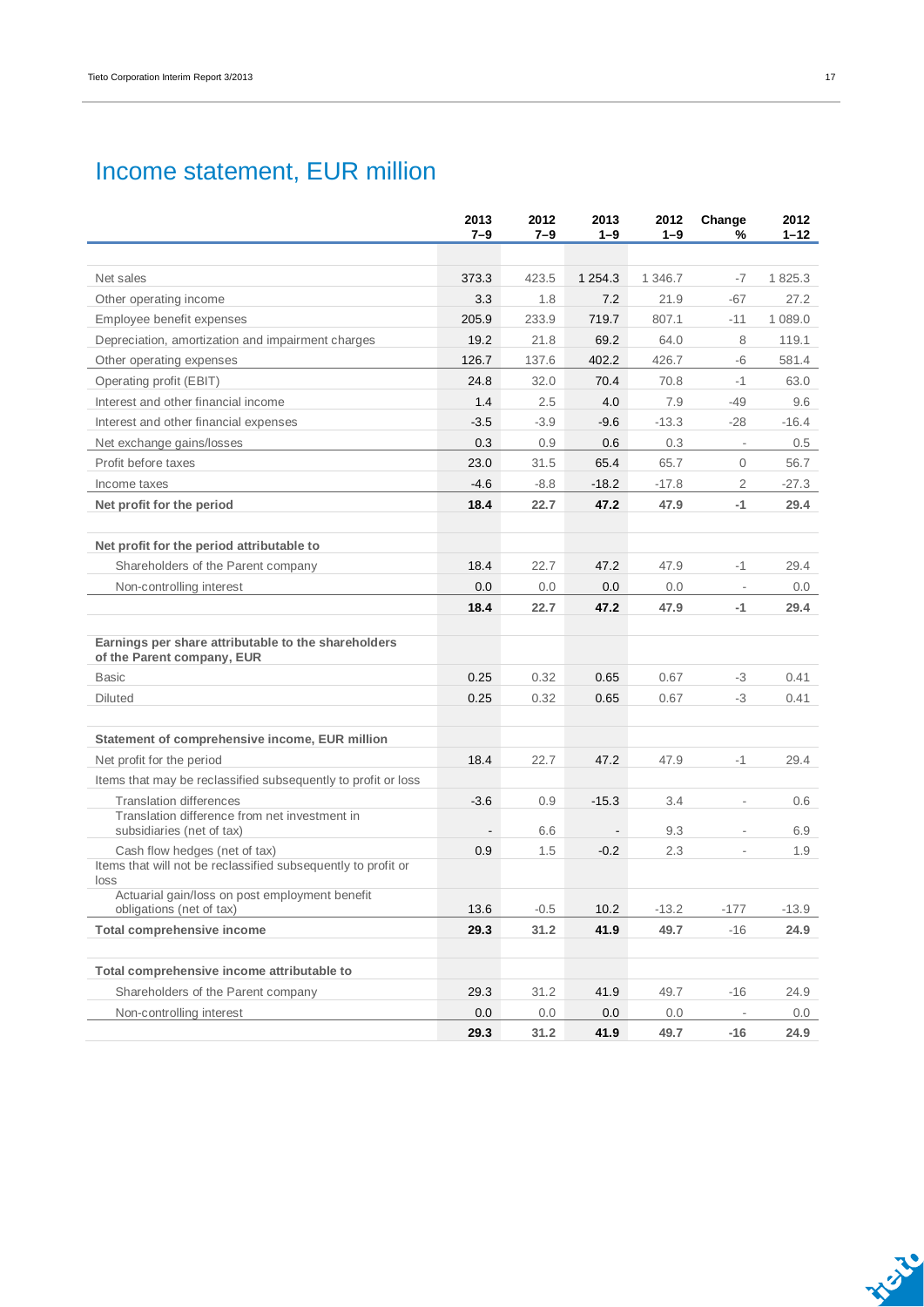# Income statement, EUR million

| | 2013 7–9 | 2012 7–9 | 2013 1–9 | 2012 1–9 | Change % | 2012 1–12 |
|---|---|---|---|---|---|---|
| Net sales | 373.3 | 423.5 | 1 254.3 | 1 346.7 | -7 | 1 825.3 |
| Other operating income | 3.3 | 1.8 | 7.2 | 21.9 | -67 | 27.2 |
| Employee benefit expenses | 205.9 | 233.9 | 719.7 | 807.1 | -11 | 1 089.0 |
| Depreciation, amortization and impairment charges | 19.2 | 21.8 | 69.2 | 64.0 | 8 | 119.1 |
| Other operating expenses | 126.7 | 137.6 | 402.2 | 426.7 | -6 | 581.4 |
| Operating profit (EBIT) | 24.8 | 32.0 | 70.4 | 70.8 | -1 | 63.0 |
| Interest and other financial income | 1.4 | 2.5 | 4.0 | 7.9 | -49 | 9.6 |
| Interest and other financial expenses | -3.5 | -3.9 | -9.6 | -13.3 | -28 | -16.4 |
| Net exchange gains/losses | 0.3 | 0.9 | 0.6 | 0.3 | - | 0.5 |
| Profit before taxes | 23.0 | 31.5 | 65.4 | 65.7 | 0 | 56.7 |
| Income taxes | -4.6 | -8.8 | -18.2 | -17.8 | 2 | -27.3 |
| **Net profit for the period** | **18.4** | **22.7** | **47.2** | **47.9** | **-1** | **29.4** |
| | | | | | | |
| **Net profit for the period attributable to** | | | | | | |
| Shareholders of the Parent company | 18.4 | 22.7 | 47.2 | 47.9 | -1 | 29.4 |
| Non-controlling interest | 0.0 | 0.0 | 0.0 | 0.0 | - | 0.0 |
| | **18.4** | **22.7** | **47.2** | **47.9** | **-1** | **29.4** |
| | | | | | | |
| **Earnings per share attributable to the shareholders of the Parent company, EUR** | | | | | | |
| Basic | 0.25 | 0.32 | 0.65 | 0.67 | -3 | 0.41 |
| Diluted | 0.25 | 0.32 | 0.65 | 0.67 | -3 | 0.41 |
| | | | | | | |
| **Statement of comprehensive income, EUR million** | | | | | | |
| Net profit for the period | 18.4 | 22.7 | 47.2 | 47.9 | -1 | 29.4 |
| Items that may be reclassified subsequently to profit or loss | | | | | | |
| Translation differences | -3.6 | 0.9 | -15.3 | 3.4 | - | 0.6 |
| Translation difference from net investment in subsidiaries (net of tax) | - | 6.6 | - | 9.3 | - | 6.9 |
| Cash flow hedges (net of tax) | 0.9 | 1.5 | -0.2 | 2.3 | - | 1.9 |
| Items that will not be reclassified subsequently to profit or loss | | | | | | |
| Actuarial gain/loss on post employment benefit obligations (net of tax) | 13.6 | -0.5 | 10.2 | -13.2 | -177 | -13.9 |
| **Total comprehensive income** | **29.3** | **31.2** | **41.9** | **49.7** | **-16** | **24.9** |
| | | | | | | |
| **Total comprehensive income attributable to** | | | | | | |
| Shareholders of the Parent company | 29.3 | 31.2 | 41.9 | 49.7 | -16 | 24.9 |
| Non-controlling interest | 0.0 | 0.0 | 0.0 | 0.0 | - | 0.0 |
| | **29.3** | **31.2** | **41.9** | **49.7** | **-16** | **24.9** |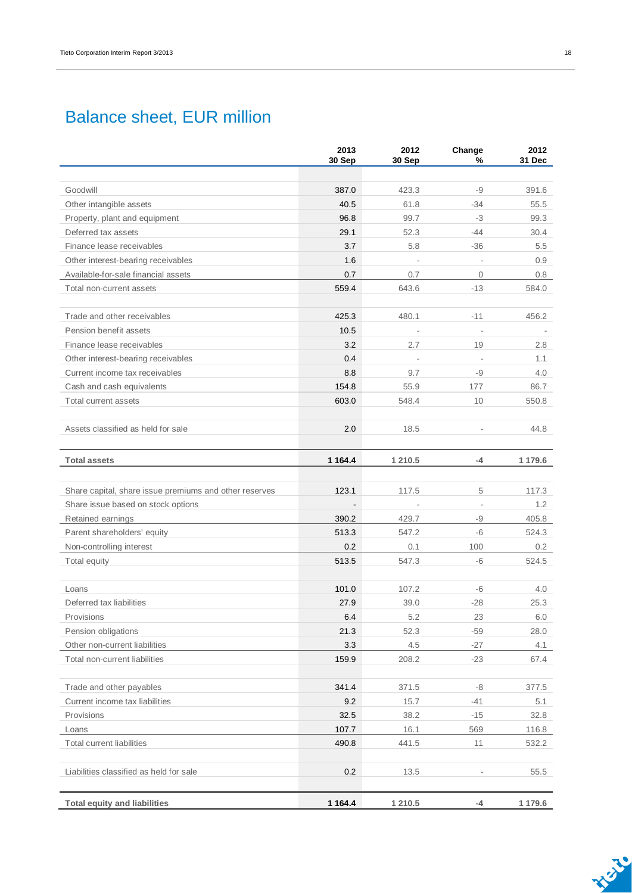# Balance sheet, EUR million

| | 2013 30 Sep | 2012 30 Sep | Change % | 2012 31 Dec |
|---|---|---|---|---|
| Goodwill | 387.0 | 423.3 | -9 | 391.6 |
| Other intangible assets | 40.5 | 61.8 | -34 | 55.5 |
| Property, plant and equipment | 96.8 | 99.7 | -3 | 99.3 |
| Deferred tax assets | 29.1 | 52.3 | -44 | 30.4 |
| Finance lease receivables | 3.7 | 5.8 | -36 | 5.5 |
| Other interest-bearing receivables | 1.6 | - | - | 0.9 |
| Available-for-sale financial assets | 0.7 | 0.7 | 0 | 0.8 |
| Total non-current assets | 559.4 | 643.6 | -13 | 584.0 |
| | | | | |
| Trade and other receivables | 425.3 | 480.1 | -11 | 456.2 |
| Pension benefit assets | 10.5 | - | - | - |
| Finance lease receivables | 3.2 | 2.7 | 19 | 2.8 |
| Other interest-bearing receivables | 0.4 | - | - | 1.1 |
| Current income tax receivables | 8.8 | 9.7 | -9 | 4.0 |
| Cash and cash equivalents | 154.8 | 55.9 | 177 | 86.7 |
| Total current assets | 603.0 | 548.4 | 10 | 550.8 |
| | | | | |
| Assets classified as held for sale | 2.0 | 18.5 | - | 44.8 |
| | | | | |
| **Total assets** | **1 164.4** | **1 210.5** | **-4** | **1 179.6** |
| | | | | |
| Share capital, share issue premiums and other reserves | 123.1 | 117.5 | 5 | 117.3 |
| Share issue based on stock options | - | - | - | 1.2 |
| Retained earnings | 390.2 | 429.7 | -9 | 405.8 |
| Parent shareholders' equity | 513.3 | 547.2 | -6 | 524.3 |
| Non-controlling interest | 0.2 | 0.1 | 100 | 0.2 |
| Total equity | 513.5 | 547.3 | -6 | 524.5 |
| | | | | |
| Loans | 101.0 | 107.2 | -6 | 4.0 |
| Deferred tax liabilities | 27.9 | 39.0 | -28 | 25.3 |
| Provisions | 6.4 | 5.2 | 23 | 6.0 |
| Pension obligations | 21.3 | 52.3 | -59 | 28.0 |
| Other non-current liabilities | 3.3 | 4.5 | -27 | 4.1 |
| Total non-current liabilities | 159.9 | 208.2 | -23 | 67.4 |
| | | | | |
| Trade and other payables | 341.4 | 371.5 | -8 | 377.5 |
| Current income tax liabilities | 9.2 | 15.7 | -41 | 5.1 |
| Provisions | 32.5 | 38.2 | -15 | 32.8 |
| Loans | 107.7 | 16.1 | 569 | 116.8 |
| Total current liabilities | 490.8 | 441.5 | 11 | 532.2 |
| | | | | |
| Liabilities classified as held for sale | 0.2 | 13.5 | - | 55.5 |
| | | | | |
| **Total equity and liabilities** | **1 164.4** | **1 210.5** | **-4** | **1 179.6** |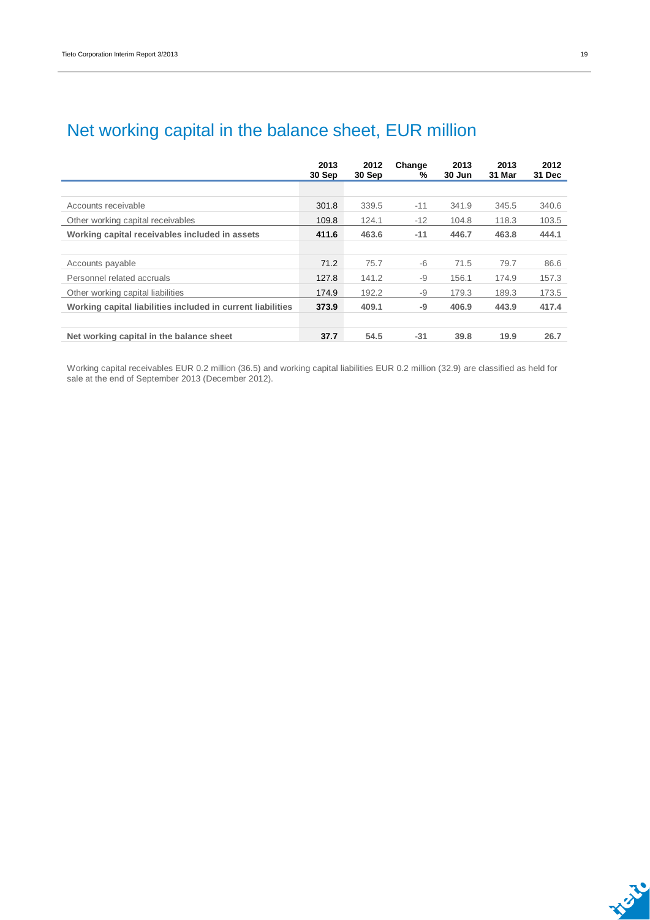# Net working capital in the balance sheet, EUR million

| | 2013 30 Sep | 2012 30 Sep | Change % | 2013 30 Jun | 2013 31 Mar | 2012 31 Dec |
|---|---|---|---|---|---|---|
| Accounts receivable | 301.8 | 339.5 | -11 | 341.9 | 345.5 | 340.6 |
| Other working capital receivables | 109.8 | 124.1 | -12 | 104.8 | 118.3 | 103.5 |
| **Working capital receivables included in assets** | **411.6** | **463.6** | **-11** | **446.7** | **463.8** | **444.1** |
| Accounts payable | 71.2 | 75.7 | -6 | 71.5 | 79.7 | 86.6 |
| Personnel related accruals | 127.8 | 141.2 | -9 | 156.1 | 174.9 | 157.3 |
| Other working capital liabilities | 174.9 | 192.2 | -9 | 179.3 | 189.3 | 173.5 |
| **Working capital liabilities included in current liabilities** | **373.9** | **409.1** | **-9** | **406.9** | **443.9** | **417.4** |
| **Net working capital in the balance sheet** | **37.7** | **54.5** | **-31** | **39.8** | **19.9** | **26.7** |

Working capital receivables EUR 0.2 million (36.5) and working capital liabilities EUR 0.2 million (32.9) are classified as held for sale at the end of September 2013 (December 2012).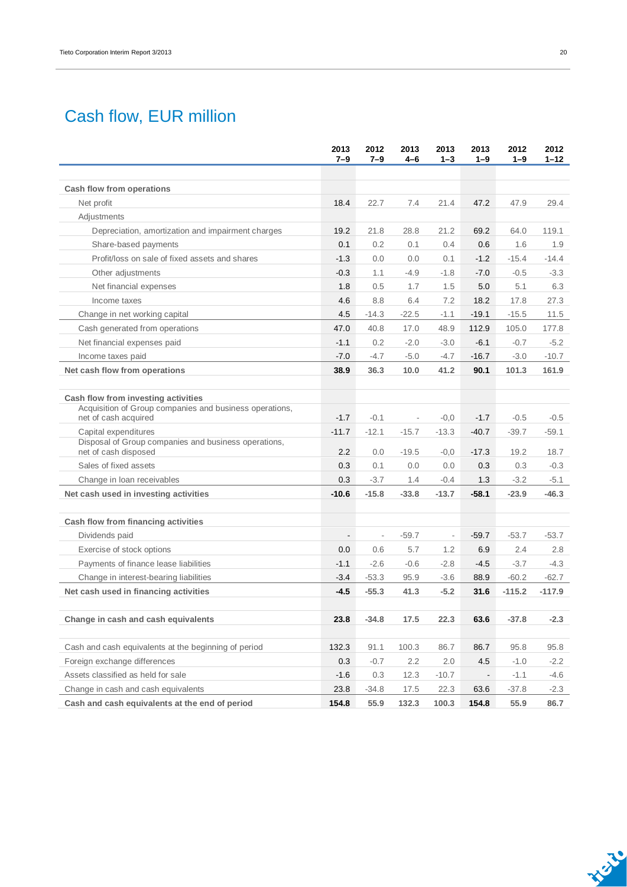# Cash flow, EUR million

| | 2013 7–9 | 2012 7–9 | 2013 4–6 | 2013 1–3 | 2013 1–9 | 2012 1–9 | 2012 1–12 |
|---|---|---|---|---|---|---|---|
| **Cash flow from operations** | | | | | | | |
| Net profit | 18.4 | 22.7 | 7.4 | 21.4 | 47.2 | 47.9 | 29.4 |
| Adjustments | | | | | | | |
| Depreciation, amortization and impairment charges | 19.2 | 21.8 | 28.8 | 21.2 | 69.2 | 64.0 | 119.1 |
| Share-based payments | 0.1 | 0.2 | 0.1 | 0.4 | 0.6 | 1.6 | 1.9 |
| Profit/loss on sale of fixed assets and shares | -1.3 | 0.0 | 0.0 | 0.1 | -1.2 | -15.4 | -14.4 |
| Other adjustments | -0.3 | 1.1 | -4.9 | -1.8 | -7.0 | -0.5 | -3.3 |
| Net financial expenses | 1.8 | 0.5 | 1.7 | 1.5 | 5.0 | 5.1 | 6.3 |
| Income taxes | 4.6 | 8.8 | 6.4 | 7.2 | 18.2 | 17.8 | 27.3 |
| Change in net working capital | 4.5 | -14.3 | -22.5 | -1.1 | -19.1 | -15.5 | 11.5 |
| Cash generated from operations | 47.0 | 40.8 | 17.0 | 48.9 | 112.9 | 105.0 | 177.8 |
| Net financial expenses paid | -1.1 | 0.2 | -2.0 | -3.0 | -6.1 | -0.7 | -5.2 |
| Income taxes paid | -7.0 | -4.7 | -5.0 | -4.7 | -16.7 | -3.0 | -10.7 |
| **Net cash flow from operations** | **38.9** | **36.3** | **10.0** | **41.2** | **90.1** | **101.3** | **161.9** |
| | | | | | | | |
| **Cash flow from investing activities** | | | | | | | |
| Acquisition of Group companies and business operations, net of cash acquired | -1.7 | -0.1 | - | -0,0 | -1.7 | -0.5 | -0.5 |
| Capital expenditures | -11.7 | -12.1 | -15.7 | -13.3 | -40.7 | -39.7 | -59.1 |
| Disposal of Group companies and business operations, net of cash disposed | 2.2 | 0.0 | -19.5 | -0,0 | -17.3 | 19.2 | 18.7 |
| Sales of fixed assets | 0.3 | 0.1 | 0.0 | 0.0 | 0.3 | 0.3 | -0.3 |
| Change in loan receivables | 0.3 | -3.7 | 1.4 | -0.4 | 1.3 | -3.2 | -5.1 |
| **Net cash used in investing activities** | **-10.6** | **-15.8** | **-33.8** | **-13.7** | **-58.1** | **-23.9** | **-46.3** |
| | | | | | | | |
| **Cash flow from financing activities** | | | | | | | |
| Dividends paid | - | - | -59.7 | - | -59.7 | -53.7 | -53.7 |
| Exercise of stock options | 0.0 | 0.6 | 5.7 | 1.2 | 6.9 | 2.4 | 2.8 |
| Payments of finance lease liabilities | -1.1 | -2.6 | -0.6 | -2.8 | -4.5 | -3.7 | -4.3 |
| Change in interest-bearing liabilities | -3.4 | -53.3 | 95.9 | -3.6 | 88.9 | -60.2 | -62.7 |
| **Net cash used in financing activities** | **-4.5** | **-55.3** | **41.3** | **-5.2** | **31.6** | **-115.2** | **-117.9** |
| | | | | | | | |
| **Change in cash and cash equivalents** | **23.8** | **-34.8** | **17.5** | **22.3** | **63.6** | **-37.8** | **-2.3** |
| | | | | | | | |
| Cash and cash equivalents at the beginning of period | 132.3 | 91.1 | 100.3 | 86.7 | 86.7 | 95.8 | 95.8 |
| Foreign exchange differences | 0.3 | -0.7 | 2.2 | 2.0 | 4.5 | -1.0 | -2.2 |
| Assets classified as held for sale | -1.6 | 0.3 | 12.3 | -10.7 | - | -1.1 | -4.6 |
| Change in cash and cash equivalents | 23.8 | -34.8 | 17.5 | 22.3 | 63.6 | -37.8 | -2.3 |
| **Cash and cash equivalents at the end of period** | **154.8** | **55.9** | **132.3** | **100.3** | **154.8** | **55.9** | **86.7** |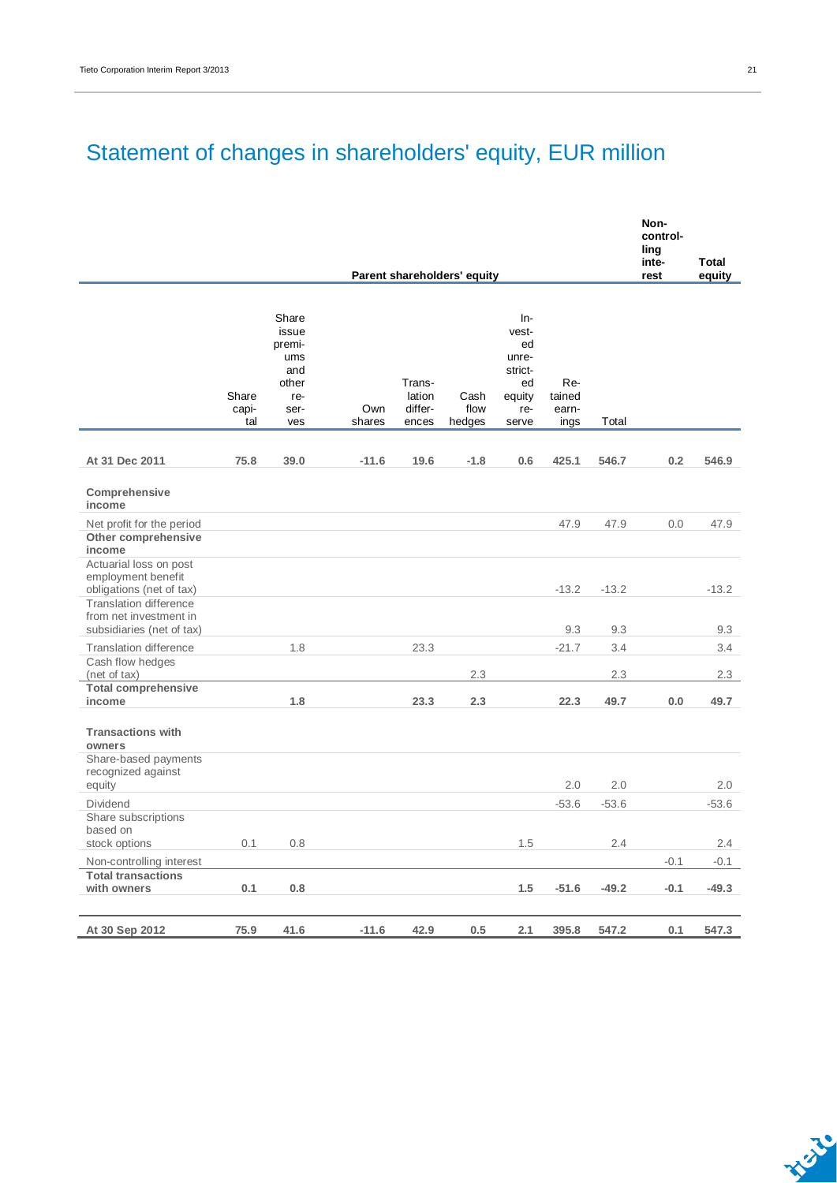# Statement of changes in shareholders' equity, EUR million

| | Parent shareholders' equity | | | | | | | | Non-controlling interest | Total equity |
|---|---|---|---|---|---|---|---|---|---|---|
| | Share capital | Share issue premiums and other reserves | Own shares | Translation differences | Cash flow hedges | Invested unrestricted equity reserve | Retained earnings | Total | | |
| **At 31 Dec 2011** | **75.8** | **39.0** | **-11.6** | **19.6** | **-1.8** | **0.6** | **425.1** | **546.7** | **0.2** | **546.9** |
| **Comprehensive income** | | | | | | | | | | |
| Net profit for the period | | | | | | | 47.9 | 47.9 | 0.0 | 47.9 |
| **Other comprehensive income** | | | | | | | | | | |
| Actuarial loss on post employment benefit obligations (net of tax) | | | | | | | -13.2 | -13.2 | | -13.2 |
| Translation difference from net investment in subsidiaries (net of tax) | | | | | | | 9.3 | 9.3 | | 9.3 |
| Translation difference | | 1.8 | | 23.3 | | | -21.7 | 3.4 | | 3.4 |
| Cash flow hedges (net of tax) | | | | | 2.3 | | | 2.3 | | 2.3 |
| **Total comprehensive income** | | **1.8** | | **23.3** | **2.3** | | **22.3** | **49.7** | **0.0** | **49.7** |
| **Transactions with owners** | | | | | | | | | | |
| Share-based payments recognized against equity | | | | | | | 2.0 | 2.0 | | 2.0 |
| Dividend | | | | | | | -53.6 | -53.6 | | -53.6 |
| Share subscriptions based on stock options | 0.1 | 0.8 | | | | 1.5 | | 2.4 | | 2.4 |
| Non-controlling interest | | | | | | | | | -0.1 | -0.1 |
| **Total transactions with owners** | **0.1** | **0.8** | | | | **1.5** | **-51.6** | **-49.2** | **-0.1** | **-49.3** |
| **At 30 Sep 2012** | **75.9** | **41.6** | **-11.6** | **42.9** | **0.5** | **2.1** | **395.8** | **547.2** | **0.1** | **547.3** |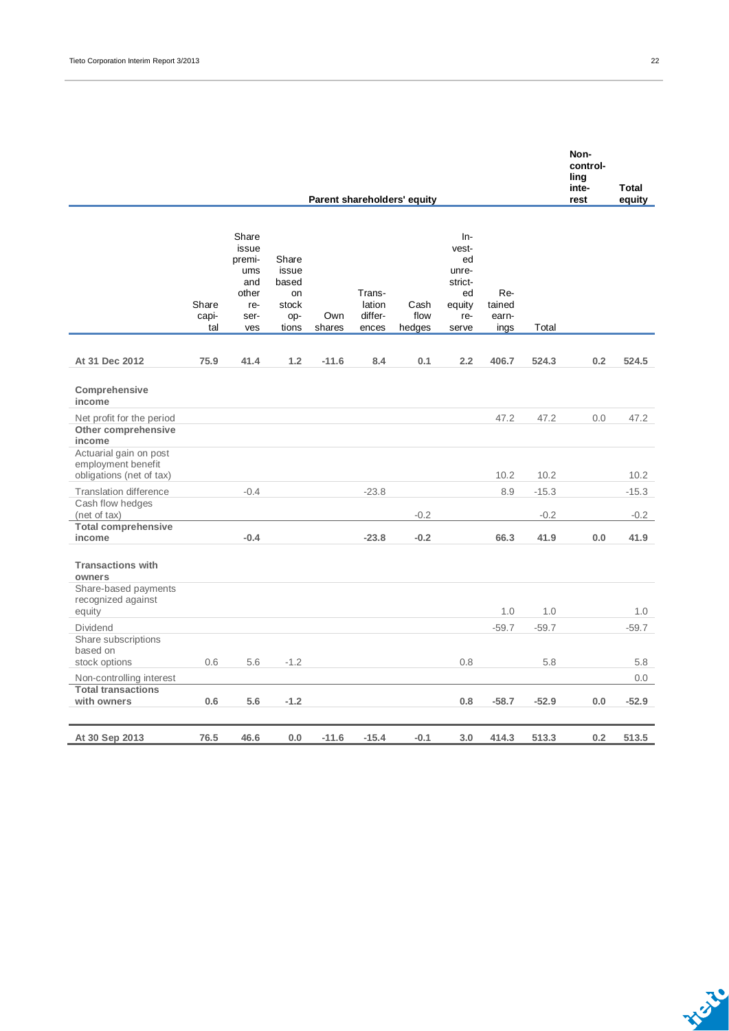| | Parent shareholders' equity | | | | | | | | | Non-controlling interest | Total equity |
|---|---|---|---|---|---|---|---|---|---|---|---|
| | Share capital | Share issue premiums and other reserves | Share issue based on stock options | Own shares | Translation differences | Cash flow hedges | Invested unrestricted equity reserve | Retained earnings | Total | | |
| **At 31 Dec 2012** | **75.9** | **41.4** | **1.2** | **-11.6** | **8.4** | **0.1** | **2.2** | **406.7** | **524.3** | **0.2** | **524.5** |
| **Comprehensive income** | | | | | | | | | | | |
| Net profit for the period | | | | | | | | 47.2 | 47.2 | 0.0 | 47.2 |
| **Other comprehensive income** | | | | | | | | | | | |
| Actuarial gain on post employment benefit obligations (net of tax) | | | | | | | | 10.2 | 10.2 | | 10.2 |
| Translation difference | | -0.4 | | | -23.8 | | | 8.9 | -15.3 | | -15.3 |
| Cash flow hedges (net of tax) | | | | | | -0.2 | | | -0.2 | | -0.2 |
| **Total comprehensive income** | | **-0.4** | | | **-23.8** | **-0.2** | | **66.3** | **41.9** | **0.0** | **41.9** |
| **Transactions with owners** | | | | | | | | | | | |
| Share-based payments recognized against equity | | | | | | | | 1.0 | 1.0 | | 1.0 |
| Dividend | | | | | | | | -59.7 | -59.7 | | -59.7 |
| Share subscriptions based on stock options | 0.6 | 5.6 | -1.2 | | | | 0.8 | | 5.8 | | 5.8 |
| Non-controlling interest | | | | | | | | | | | 0.0 |
| **Total transactions with owners** | **0.6** | **5.6** | **-1.2** | | | | **0.8** | **-58.7** | **-52.9** | **0.0** | **-52.9** |
| **At 30 Sep 2013** | **76.5** | **46.6** | **0.0** | **-11.6** | **-15.4** | **-0.1** | **3.0** | **414.3** | **513.3** | **0.2** | **513.5** |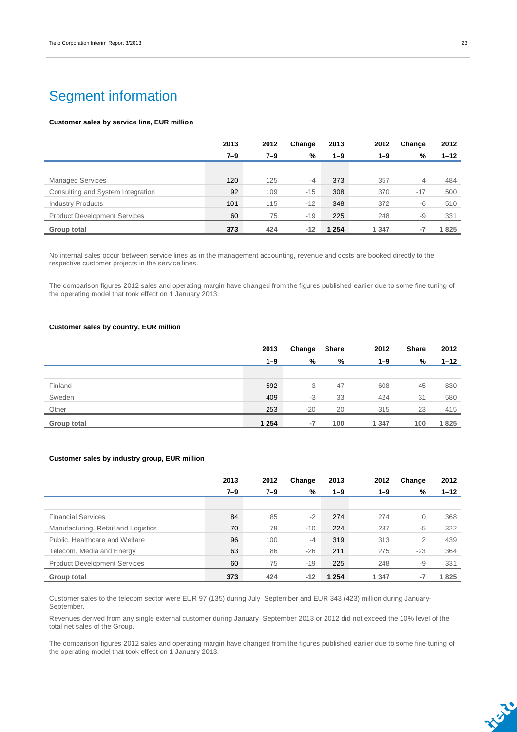# Segment information

**Customer sales by service line, EUR million**

| | 2013 7–9 | 2012 7–9 | Change % | 2013 1–9 | 2012 1–9 | Change % | 2012 1–12 |
|---|---|---|---|---|---|---|---|
| Managed Services | 120 | 125 | -4 | 373 | 357 | 4 | 484 |
| Consulting and System Integration | 92 | 109 | -15 | 308 | 370 | -17 | 500 |
| Industry Products | 101 | 115 | -12 | 348 | 372 | -6 | 510 |
| Product Development Services | 60 | 75 | -19 | 225 | 248 | -9 | 331 |
| **Group total** | **373** | **424** | **-12** | **1 254** | **1 347** | **-7** | **1 825** |

No internal sales occur between service lines as in the management accounting, revenue and costs are booked directly to the respective customer projects in the service lines.

The comparison figures 2012 sales and operating margin have changed from the figures published earlier due to some fine tuning of the operating model that took effect on 1 January 2013.

**Customer sales by country, EUR million**

| | 2013 1–9 | Change % | Share % | 2012 1–9 | Share % | 2012 1–12 |
|---|---|---|---|---|---|---|
| Finland | 592 | -3 | 47 | 608 | 45 | 830 |
| Sweden | 409 | -3 | 33 | 424 | 31 | 580 |
| Other | 253 | -20 | 20 | 315 | 23 | 415 |
| **Group total** | **1 254** | **-7** | **100** | **1 347** | **100** | **1 825** |

**Customer sales by industry group, EUR million**

| | 2013 7–9 | 2012 7–9 | Change % | 2013 1–9 | 2012 1–9 | Change % | 2012 1–12 |
|---|---|---|---|---|---|---|---|
| Financial Services | 84 | 85 | -2 | 274 | 274 | 0 | 368 |
| Manufacturing, Retail and Logistics | 70 | 78 | -10 | 224 | 237 | -5 | 322 |
| Public, Healthcare and Welfare | 96 | 100 | -4 | 319 | 313 | 2 | 439 |
| Telecom, Media and Energy | 63 | 86 | -26 | 211 | 275 | -23 | 364 |
| Product Development Services | 60 | 75 | -19 | 225 | 248 | -9 | 331 |
| **Group total** | **373** | **424** | **-12** | **1 254** | **1 347** | **-7** | **1 825** |

Customer sales to the telecom sector were EUR 97 (135) during July–September and EUR 343 (423) million during January-September.

Revenues derived from any single external customer during January–September 2013 or 2012 did not exceed the 10% level of the total net sales of the Group.

The comparison figures 2012 sales and operating margin have changed from the figures published earlier due to some fine tuning of the operating model that took effect on 1 January 2013.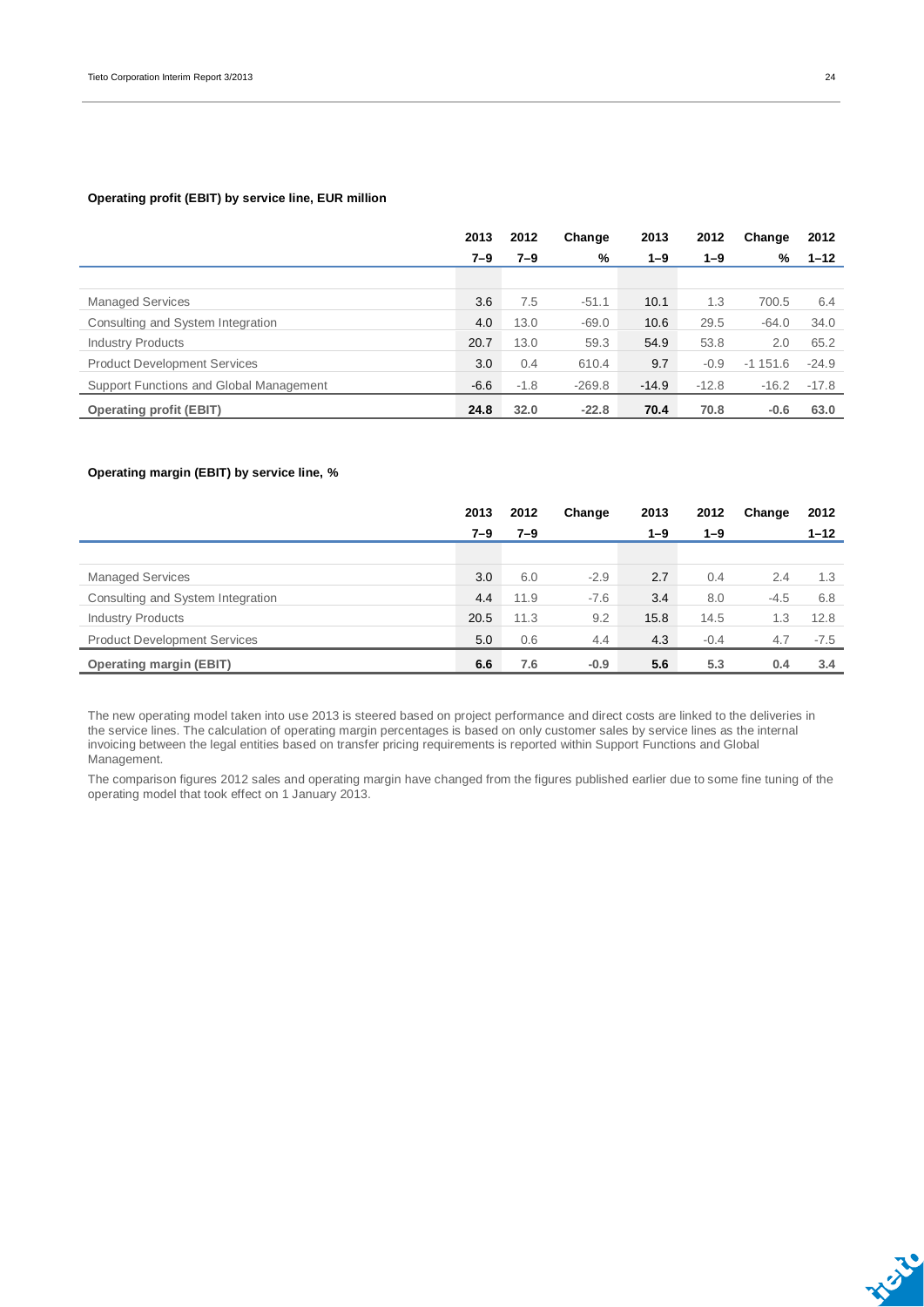**Operating profit (EBIT) by service line, EUR million**

| | 2013 7–9 | 2012 7–9 | Change % | 2013 1–9 | 2012 1–9 | Change % | 2012 1–12 |
|---|---|---|---|---|---|---|---|
| Managed Services | 3.6 | 7.5 | -51.1 | 10.1 | 1.3 | 700.5 | 6.4 |
| Consulting and System Integration | 4.0 | 13.0 | -69.0 | 10.6 | 29.5 | -64.0 | 34.0 |
| Industry Products | 20.7 | 13.0 | 59.3 | 54.9 | 53.8 | 2.0 | 65.2 |
| Product Development Services | 3.0 | 0.4 | 610.4 | 9.7 | -0.9 | -1 151.6 | -24.9 |
| Support Functions and Global Management | -6.6 | -1.8 | -269.8 | -14.9 | -12.8 | -16.2 | -17.8 |
| **Operating profit (EBIT)** | **24.8** | **32.0** | **-22.8** | **70.4** | **70.8** | **-0.6** | **63.0** |

**Operating margin (EBIT) by service line, %**

| | 2013 7–9 | 2012 7–9 | Change | 2013 1–9 | 2012 1–9 | Change | 2012 1–12 |
|---|---|---|---|---|---|---|---|
| Managed Services | 3.0 | 6.0 | -2.9 | 2.7 | 0.4 | 2.4 | 1.3 |
| Consulting and System Integration | 4.4 | 11.9 | -7.6 | 3.4 | 8.0 | -4.5 | 6.8 |
| Industry Products | 20.5 | 11.3 | 9.2 | 15.8 | 14.5 | 1.3 | 12.8 |
| Product Development Services | 5.0 | 0.6 | 4.4 | 4.3 | -0.4 | 4.7 | -7.5 |
| **Operating margin (EBIT)** | **6.6** | **7.6** | **-0.9** | **5.6** | **5.3** | **0.4** | **3.4** |

The new operating model taken into use 2013 is steered based on project performance and direct costs are linked to the deliveries in the service lines. The calculation of operating margin percentages is based on only customer sales by service lines as the internal invoicing between the legal entities based on transfer pricing requirements is reported within Support Functions and Global Management.

The comparison figures 2012 sales and operating margin have changed from the figures published earlier due to some fine tuning of the operating model that took effect on 1 January 2013.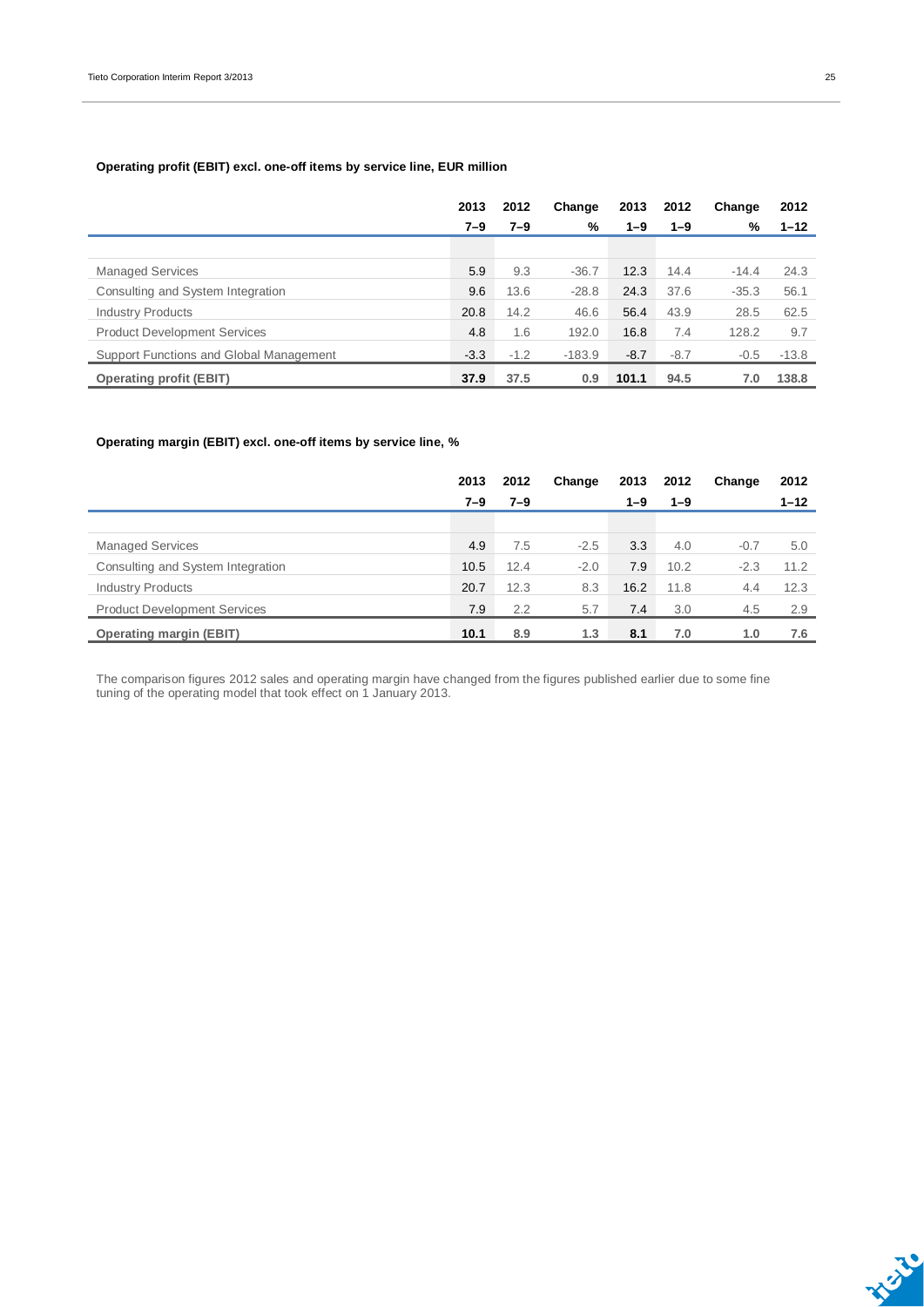**Operating profit (EBIT) excl. one-off items by service line, EUR million**

| | 2013 7–9 | 2012 7–9 | Change % | 2013 1–9 | 2012 1–9 | Change % | 2012 1–12 |
|---|---|---|---|---|---|---|---|
| Managed Services | 5.9 | 9.3 | -36.7 | 12.3 | 14.4 | -14.4 | 24.3 |
| Consulting and System Integration | 9.6 | 13.6 | -28.8 | 24.3 | 37.6 | -35.3 | 56.1 |
| Industry Products | 20.8 | 14.2 | 46.6 | 56.4 | 43.9 | 28.5 | 62.5 |
| Product Development Services | 4.8 | 1.6 | 192.0 | 16.8 | 7.4 | 128.2 | 9.7 |
| Support Functions and Global Management | -3.3 | -1.2 | -183.9 | -8.7 | -8.7 | -0.5 | -13.8 |
| **Operating profit (EBIT)** | **37.9** | **37.5** | **0.9** | **101.1** | **94.5** | **7.0** | **138.8** |

**Operating margin (EBIT) excl. one-off items by service line, %**

| | 2013 7–9 | 2012 7–9 | Change | 2013 1–9 | 2012 1–9 | Change | 2012 1–12 |
|---|---|---|---|---|---|---|---|
| Managed Services | 4.9 | 7.5 | -2.5 | 3.3 | 4.0 | -0.7 | 5.0 |
| Consulting and System Integration | 10.5 | 12.4 | -2.0 | 7.9 | 10.2 | -2.3 | 11.2 |
| Industry Products | 20.7 | 12.3 | 8.3 | 16.2 | 11.8 | 4.4 | 12.3 |
| Product Development Services | 7.9 | 2.2 | 5.7 | 7.4 | 3.0 | 4.5 | 2.9 |
| **Operating margin (EBIT)** | **10.1** | **8.9** | **1.3** | **8.1** | **7.0** | **1.0** | **7.6** |

The comparison figures 2012 sales and operating margin have changed from the figures published earlier due to some fine tuning of the operating model that took effect on 1 January 2013.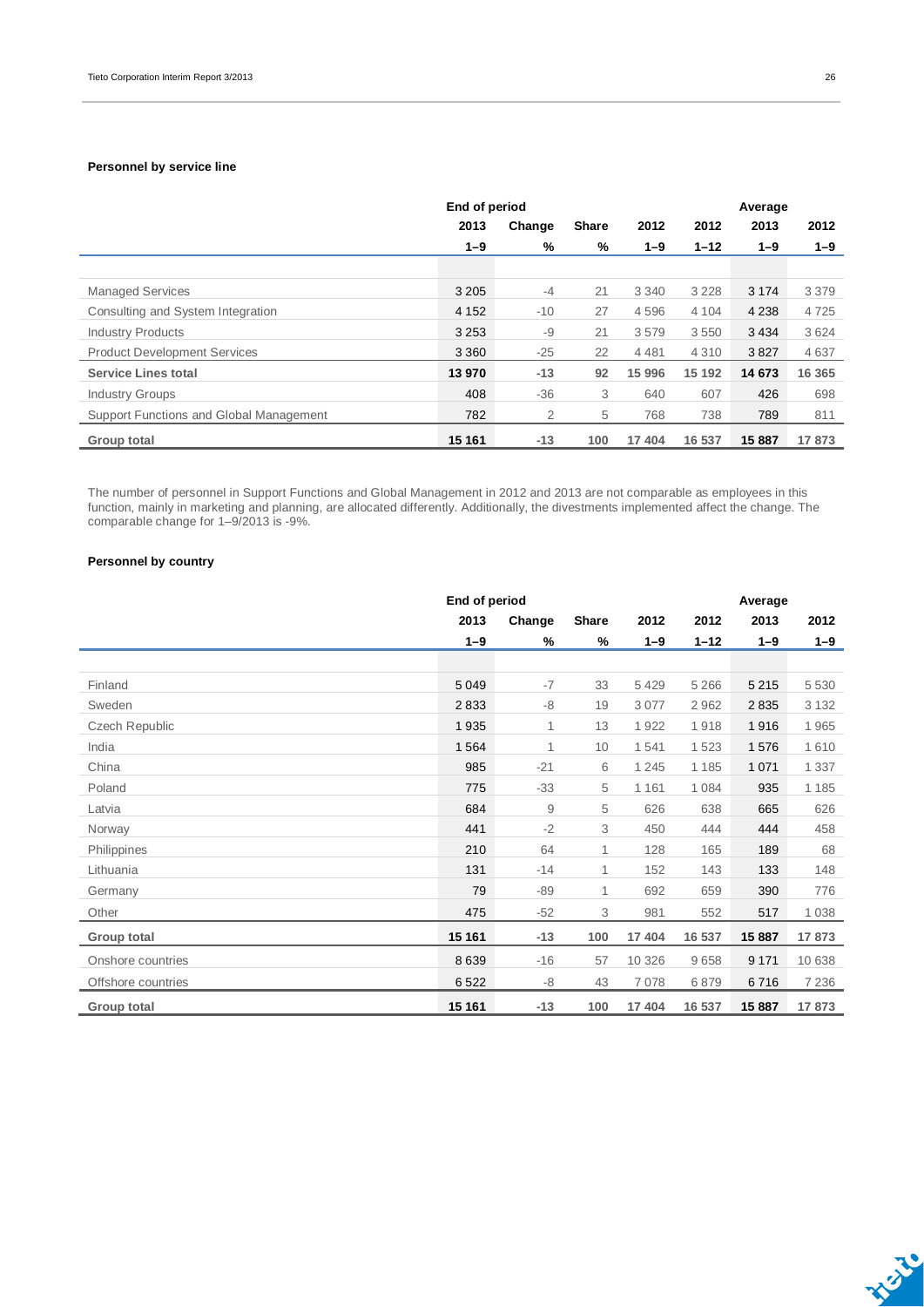### Personnel by service line

| | End of period | | | | | Average | |
|---|---|---|---|---|---|---|---|
| | 2013 | Change | Share | 2012 | 2012 | 2013 | 2012 |
| | 1–9 | % | % | 1–9 | 1–12 | 1–9 | 1–9 |
| Managed Services | 3 205 | -4 | 21 | 3 340 | 3 228 | 3 174 | 3 379 |
| Consulting and System Integration | 4 152 | -10 | 27 | 4 596 | 4 104 | 4 238 | 4 725 |
| Industry Products | 3 253 | -9 | 21 | 3 579 | 3 550 | 3 434 | 3 624 |
| Product Development Services | 3 360 | -25 | 22 | 4 481 | 4 310 | 3 827 | 4 637 |
| **Service Lines total** | **13 970** | **-13** | **92** | **15 996** | **15 192** | **14 673** | **16 365** |
| Industry Groups | 408 | -36 | 3 | 640 | 607 | 426 | 698 |
| Support Functions and Global Management | 782 | 2 | 5 | 768 | 738 | 789 | 811 |
| **Group total** | **15 161** | **-13** | **100** | **17 404** | **16 537** | **15 887** | **17 873** |

The number of personnel in Support Functions and Global Management in 2012 and 2013 are not comparable as employees in this function, mainly in marketing and planning, are allocated differently. Additionally, the divestments implemented affect the change. The comparable change for 1–9/2013 is -9%.

### Personnel by country

| | End of period | | | | | Average | |
|---|---|---|---|---|---|---|---|
| | 2013 | Change | Share | 2012 | 2012 | 2013 | 2012 |
| | 1–9 | % | % | 1–9 | 1–12 | 1–9 | 1–9 |
| Finland | 5 049 | -7 | 33 | 5 429 | 5 266 | 5 215 | 5 530 |
| Sweden | 2 833 | -8 | 19 | 3 077 | 2 962 | 2 835 | 3 132 |
| Czech Republic | 1 935 | 1 | 13 | 1 922 | 1 918 | 1 916 | 1 965 |
| India | 1 564 | 1 | 10 | 1 541 | 1 523 | 1 576 | 1 610 |
| China | 985 | -21 | 6 | 1 245 | 1 185 | 1 071 | 1 337 |
| Poland | 775 | -33 | 5 | 1 161 | 1 084 | 935 | 1 185 |
| Latvia | 684 | 9 | 5 | 626 | 638 | 665 | 626 |
| Norway | 441 | -2 | 3 | 450 | 444 | 444 | 458 |
| Philippines | 210 | 64 | 1 | 128 | 165 | 189 | 68 |
| Lithuania | 131 | -14 | 1 | 152 | 143 | 133 | 148 |
| Germany | 79 | -89 | 1 | 692 | 659 | 390 | 776 |
| Other | 475 | -52 | 3 | 981 | 552 | 517 | 1 038 |
| **Group total** | **15 161** | **-13** | **100** | **17 404** | **16 537** | **15 887** | **17 873** |
| Onshore countries | 8 639 | -16 | 57 | 10 326 | 9 658 | 9 171 | 10 638 |
| Offshore countries | 6 522 | -8 | 43 | 7 078 | 6 879 | 6 716 | 7 236 |
| **Group total** | **15 161** | **-13** | **100** | **17 404** | **16 537** | **15 887** | **17 873** |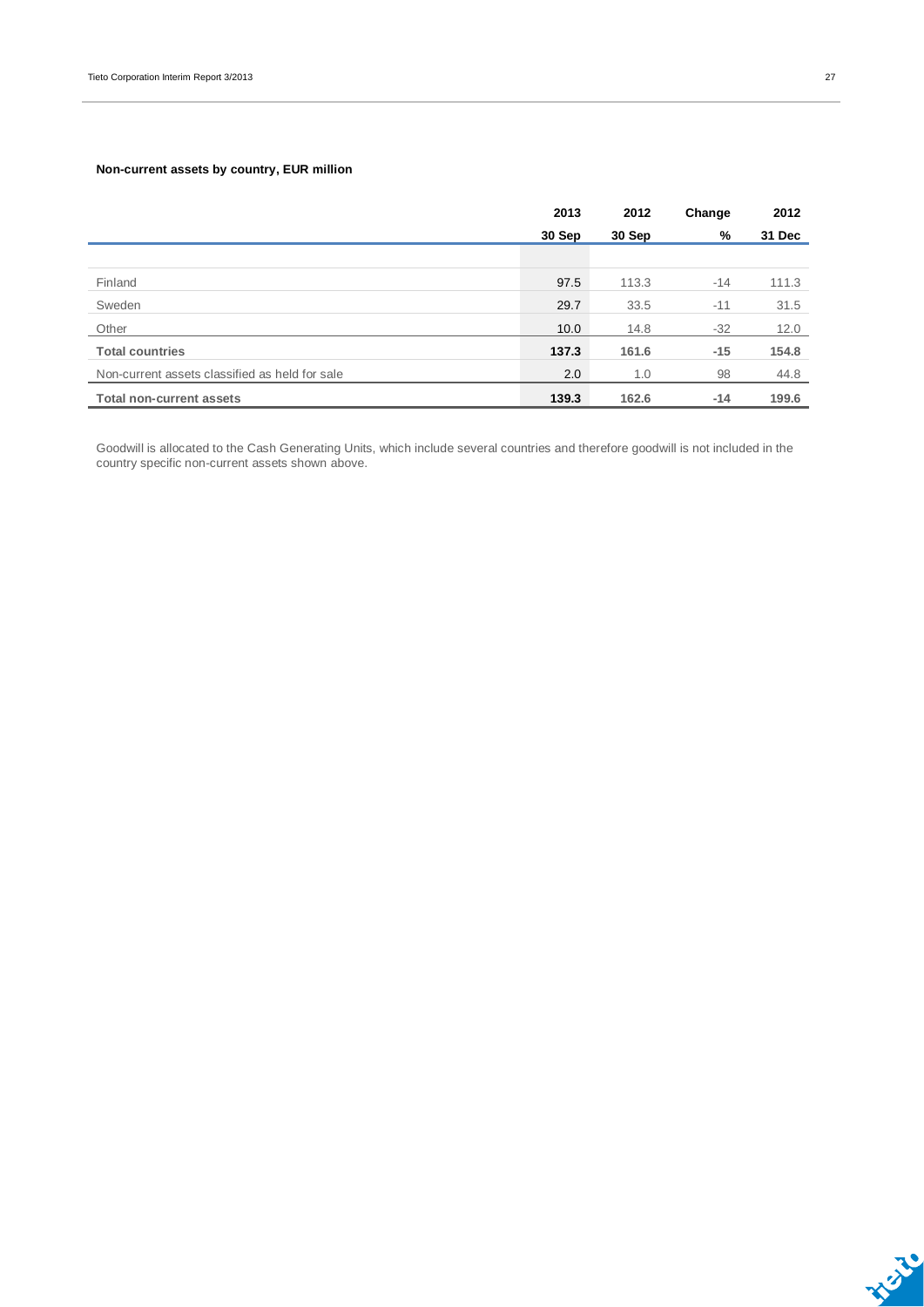**Non-current assets by country, EUR million**

| | 2013 | 2012 | Change | 2012 |
|---|---|---|---|---|
| | 30 Sep | 30 Sep | % | 31 Dec |
| Finland | 97.5 | 113.3 | -14 | 111.3 |
| Sweden | 29.7 | 33.5 | -11 | 31.5 |
| Other | 10.0 | 14.8 | -32 | 12.0 |
| **Total countries** | **137.3** | **161.6** | **-15** | **154.8** |
| Non-current assets classified as held for sale | 2.0 | 1.0 | 98 | 44.8 |
| **Total non-current assets** | **139.3** | **162.6** | **-14** | **199.6** |

Goodwill is allocated to the Cash Generating Units, which include several countries and therefore goodwill is not included in the country specific non-current assets shown above.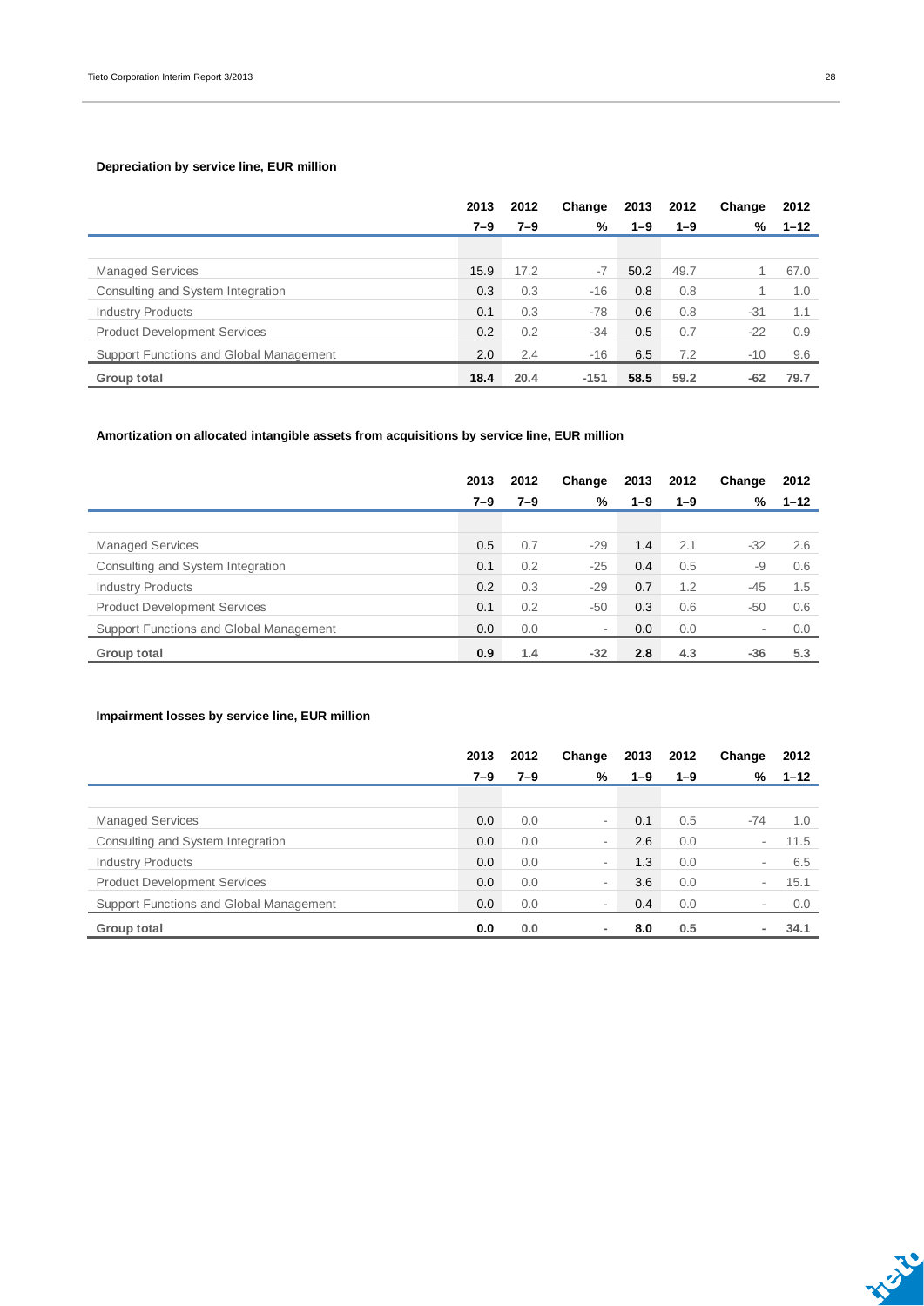**Depreciation by service line, EUR million**

| | 2013 7–9 | 2012 7–9 | Change % | 2013 1–9 | 2012 1–9 | Change % | 2012 1–12 |
|---|---|---|---|---|---|---|---|
| Managed Services | 15.9 | 17.2 | -7 | 50.2 | 49.7 | 1 | 67.0 |
| Consulting and System Integration | 0.3 | 0.3 | -16 | 0.8 | 0.8 | 1 | 1.0 |
| Industry Products | 0.1 | 0.3 | -78 | 0.6 | 0.8 | -31 | 1.1 |
| Product Development Services | 0.2 | 0.2 | -34 | 0.5 | 0.7 | -22 | 0.9 |
| Support Functions and Global Management | 2.0 | 2.4 | -16 | 6.5 | 7.2 | -10 | 9.6 |
| **Group total** | **18.4** | **20.4** | **-151** | **58.5** | **59.2** | **-62** | **79.7** |

**Amortization on allocated intangible assets from acquisitions by service line, EUR million**

| | 2013 7–9 | 2012 7–9 | Change % | 2013 1–9 | 2012 1–9 | Change % | 2012 1–12 |
|---|---|---|---|---|---|---|---|
| Managed Services | 0.5 | 0.7 | -29 | 1.4 | 2.1 | -32 | 2.6 |
| Consulting and System Integration | 0.1 | 0.2 | -25 | 0.4 | 0.5 | -9 | 0.6 |
| Industry Products | 0.2 | 0.3 | -29 | 0.7 | 1.2 | -45 | 1.5 |
| Product Development Services | 0.1 | 0.2 | -50 | 0.3 | 0.6 | -50 | 0.6 |
| Support Functions and Global Management | 0.0 | 0.0 | - | 0.0 | 0.0 | - | 0.0 |
| **Group total** | **0.9** | **1.4** | **-32** | **2.8** | **4.3** | **-36** | **5.3** |

**Impairment losses by service line, EUR million**

| | 2013 7–9 | 2012 7–9 | Change % | 2013 1–9 | 2012 1–9 | Change % | 2012 1–12 |
|---|---|---|---|---|---|---|---|
| Managed Services | 0.0 | 0.0 | - | 0.1 | 0.5 | -74 | 1.0 |
| Consulting and System Integration | 0.0 | 0.0 | - | 2.6 | 0.0 | - | 11.5 |
| Industry Products | 0.0 | 0.0 | - | 1.3 | 0.0 | - | 6.5 |
| Product Development Services | 0.0 | 0.0 | - | 3.6 | 0.0 | - | 15.1 |
| Support Functions and Global Management | 0.0 | 0.0 | - | 0.4 | 0.0 | - | 0.0 |
| **Group total** | **0.0** | **0.0** | **-** | **8.0** | **0.5** | **-** | **34.1** |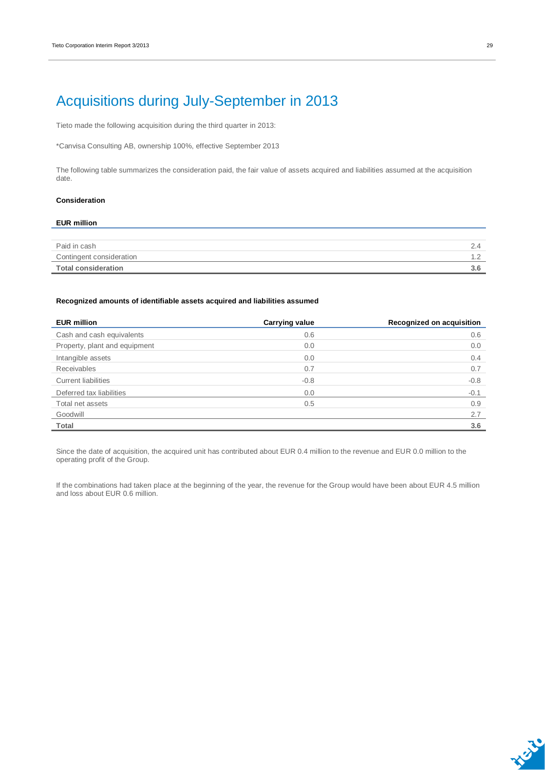# Acquisitions during July-September in 2013

Tieto made the following acquisition during the third quarter in 2013:

*Canvisa Consulting AB, ownership 100%, effective September 2013

The following table summarizes the consideration paid, the fair value of assets acquired and liabilities assumed at the acquisition date.

**Consideration**

| EUR million | |
|---|---|
| Paid in cash | 2.4 |
| Contingent consideration | 1.2 |
| **Total consideration** | **3.6** |

**Recognized amounts of identifiable assets acquired and liabilities assumed**

| EUR million | Carrying value | Recognized on acquisition |
|---|---|---|
| Cash and cash equivalents | 0.6 | 0.6 |
| Property, plant and equipment | 0.0 | 0.0 |
| Intangible assets | 0.0 | 0.4 |
| Receivables | 0.7 | 0.7 |
| Current liabilities | -0.8 | -0.8 |
| Deferred tax liabilities | 0.0 | -0.1 |
| Total net assets | 0.5 | 0.9 |
| Goodwill | | 2.7 |
| **Total** | | **3.6** |

Since the date of acquisition, the acquired unit has contributed about EUR 0.4 million to the revenue and EUR 0.0 million to the operating profit of the Group.

If the combinations had taken place at the beginning of the year, the revenue for the Group would have been about EUR 4.5 million and loss about EUR 0.6 million.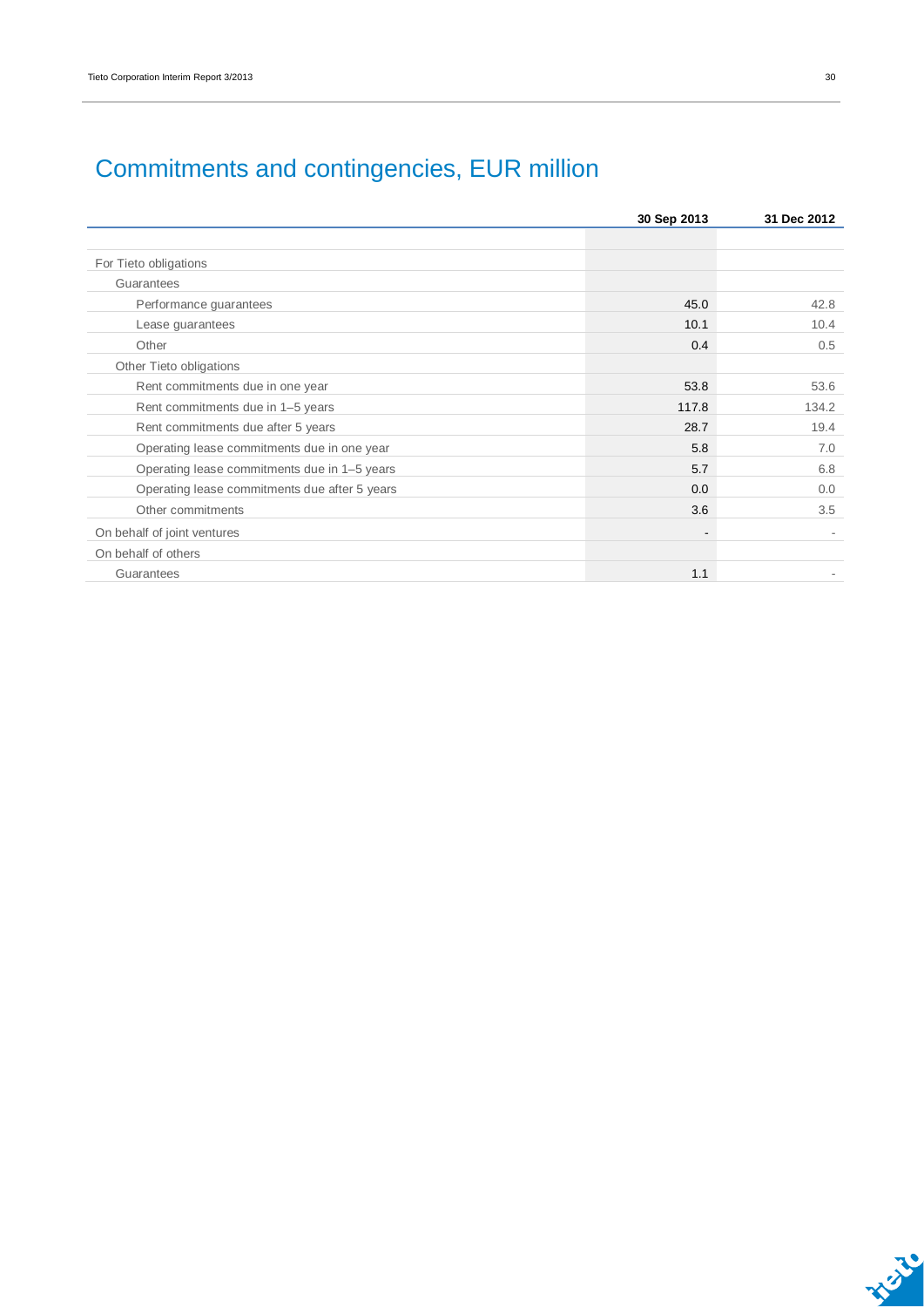# Commitments and contingencies, EUR million

| | 30 Sep 2013 | 31 Dec 2012 |
|---|---|---|
| For Tieto obligations | | |
| Guarantees | | |
| Performance guarantees | 45.0 | 42.8 |
| Lease guarantees | 10.1 | 10.4 |
| Other | 0.4 | 0.5 |
| Other Tieto obligations | | |
| Rent commitments due in one year | 53.8 | 53.6 |
| Rent commitments due in 1–5 years | 117.8 | 134.2 |
| Rent commitments due after 5 years | 28.7 | 19.4 |
| Operating lease commitments due in one year | 5.8 | 7.0 |
| Operating lease commitments due in 1–5 years | 5.7 | 6.8 |
| Operating lease commitments due after 5 years | 0.0 | 0.0 |
| Other commitments | 3.6 | 3.5 |
| On behalf of joint ventures | - | - |
| On behalf of others | | |
| Guarantees | 1.1 | - |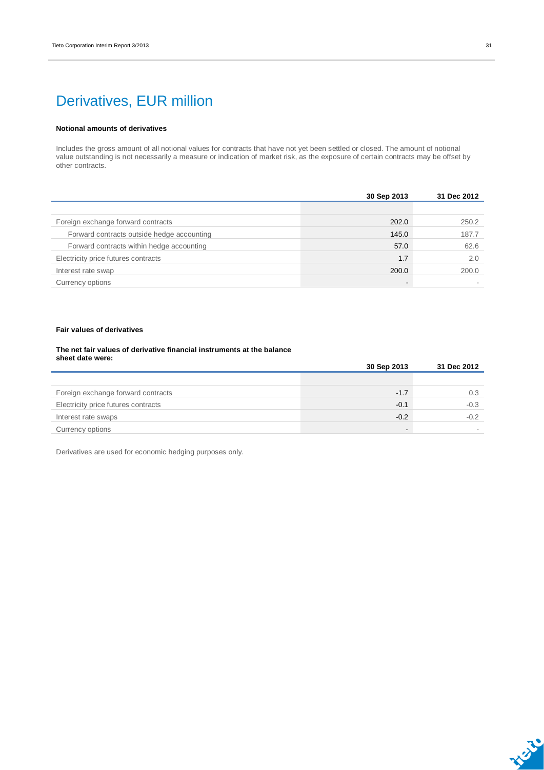# Derivatives, EUR million

**Notional amounts of derivatives**

Includes the gross amount of all notional values for contracts that have not yet been settled or closed. The amount of notional value outstanding is not necessarily a measure or indication of market risk, as the exposure of certain contracts may be offset by other contracts.

| | 30 Sep 2013 | 31 Dec 2012 |
|---|---|---|
| Foreign exchange forward contracts | 202.0 | 250.2 |
| Forward contracts outside hedge accounting | 145.0 | 187.7 |
| Forward contracts within hedge accounting | 57.0 | 62.6 |
| Electricity price futures contracts | 1.7 | 2.0 |
| Interest rate swap | 200.0 | 200.0 |
| Currency options | - | - |

**Fair values of derivatives**

**The net fair values of derivative financial instruments at the balance sheet date were:**

| | 30 Sep 2013 | 31 Dec 2012 |
|---|---|---|
| Foreign exchange forward contracts | -1.7 | 0.3 |
| Electricity price futures contracts | -0.1 | -0.3 |
| Interest rate swaps | -0.2 | -0.2 |
| Currency options | - | - |

Derivatives are used for economic hedging purposes only.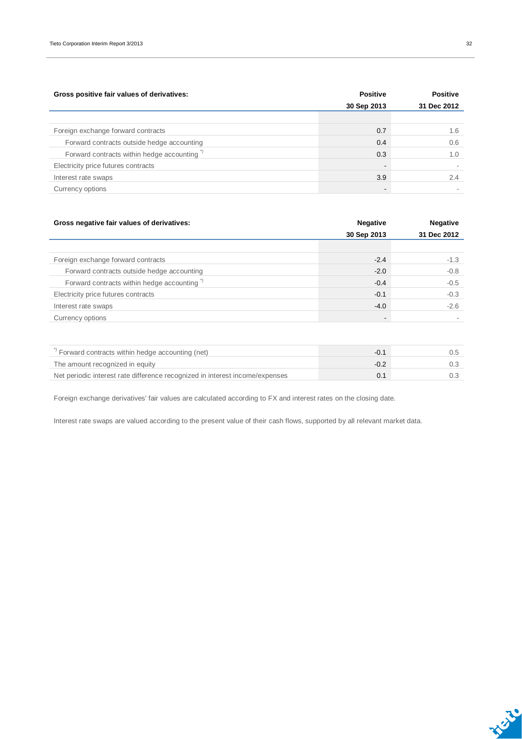| Gross positive fair values of derivatives: | Positive 30 Sep 2013 | Positive 31 Dec 2012 |
|---|---|---|
| Foreign exchange forward contracts | 0.7 | 1.6 |
| Forward contracts outside hedge accounting | 0.4 | 0.6 |
| Forward contracts within hedge accounting *) | 0.3 | 1.0 |
| Electricity price futures contracts | - | - |
| Interest rate swaps | 3.9 | 2.4 |
| Currency options | - | - |

| Gross negative fair values of derivatives: | Negative 30 Sep 2013 | Negative 31 Dec 2012 |
|---|---|---|
| Foreign exchange forward contracts | -2.4 | -1.3 |
| Forward contracts outside hedge accounting | -2.0 | -0.8 |
| Forward contracts within hedge accounting *) | -0.4 | -0.5 |
| Electricity price futures contracts | -0.1 | -0.3 |
| Interest rate swaps | -4.0 | -2.6 |
| Currency options | - | - |

| | 30 Sep 2013 | 31 Dec 2012 |
|---|---|---|
| *) Forward contracts within hedge accounting (net) | -0.1 | 0.5 |
| The amount recognized in equity | -0.2 | 0.3 |
| Net periodic interest rate difference recognized in interest income/expenses | 0.1 | 0.3 |

Foreign exchange derivatives' fair values are calculated according to FX and interest rates on the closing date.

Interest rate swaps are valued according to the present value of their cash flows, supported by all relevant market data.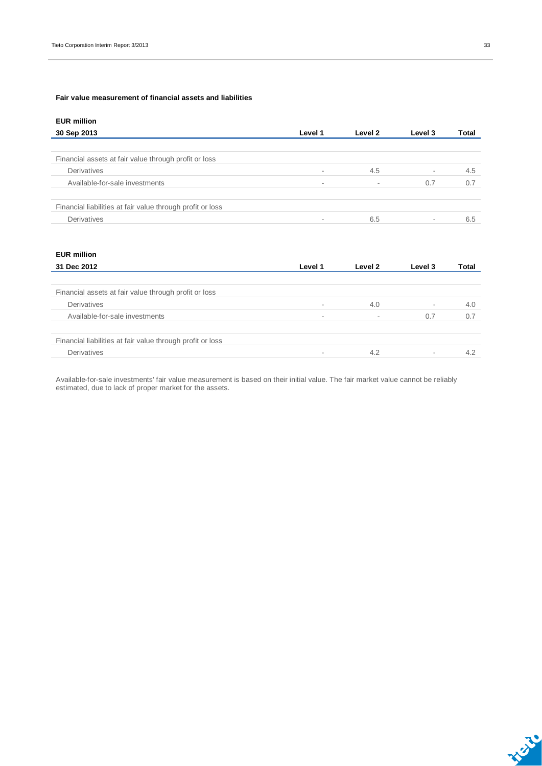### Fair value measurement of financial assets and liabilities

| EUR million<br>30 Sep 2013 | Level 1 | Level 2 | Level 3 | Total |
|---|---|---|---|---|
| Financial assets at fair value through profit or loss | | | | |
| Derivatives | - | 4.5 | - | 4.5 |
| Available-for-sale investments | - | - | 0.7 | 0.7 |
| Financial liabilities at fair value through profit or loss | | | | |
| Derivatives | - | 6.5 | - | 6.5 |

| EUR million<br>31 Dec 2012 | Level 1 | Level 2 | Level 3 | Total |
|---|---|---|---|---|
| Financial assets at fair value through profit or loss | | | | |
| Derivatives | - | 4.0 | - | 4.0 |
| Available-for-sale investments | - | - | 0.7 | 0.7 |
| Financial liabilities at fair value through profit or loss | | | | |
| Derivatives | - | 4.2 | - | 4.2 |

Available-for-sale investments' fair value measurement is based on their initial value. The fair market value cannot be reliably estimated, due to lack of proper market for the assets.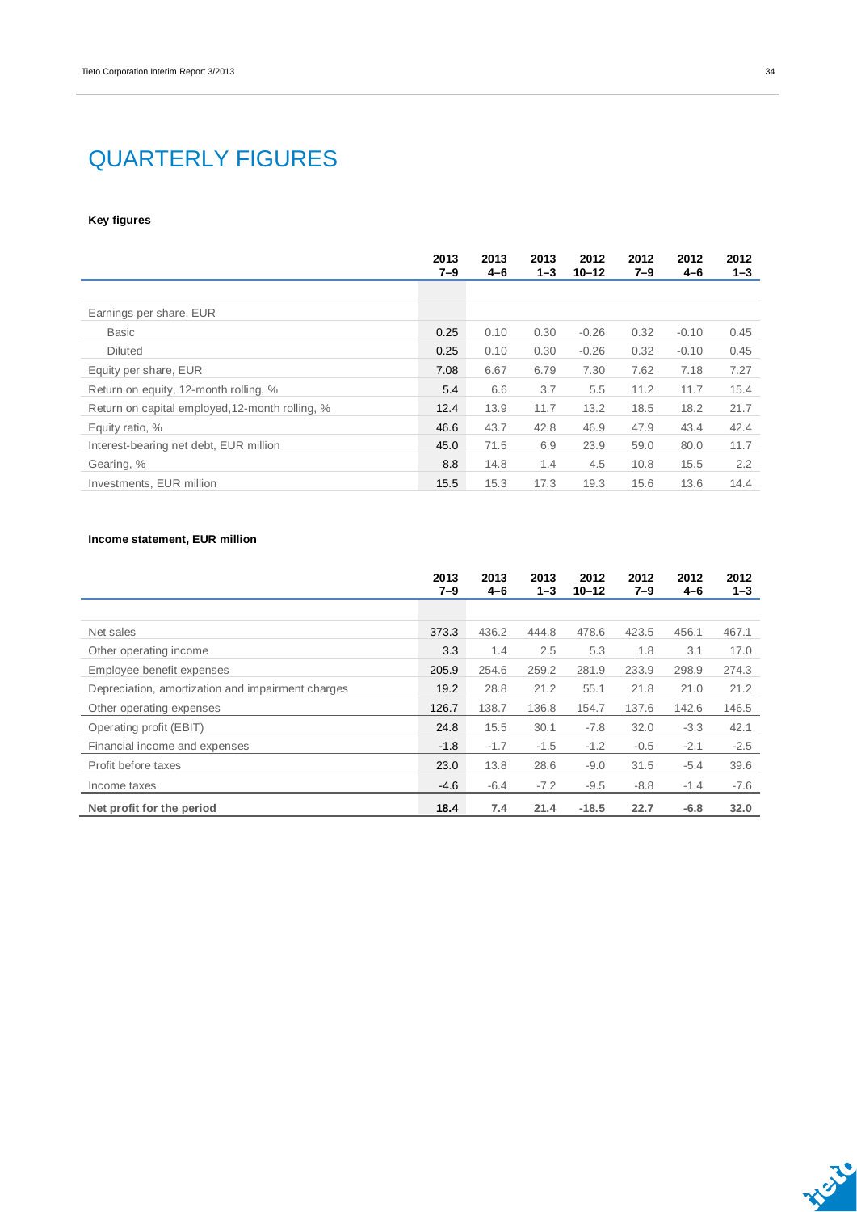# QUARTERLY FIGURES

**Key figures**

| | 2013 7–9 | 2013 4–6 | 2013 1–3 | 2012 10–12 | 2012 7–9 | 2012 4–6 | 2012 1–3 |
|---|---|---|---|---|---|---|---|
| Earnings per share, EUR | | | | | | | |
| Basic | 0.25 | 0.10 | 0.30 | -0.26 | 0.32 | -0.10 | 0.45 |
| Diluted | 0.25 | 0.10 | 0.30 | -0.26 | 0.32 | -0.10 | 0.45 |
| Equity per share, EUR | 7.08 | 6.67 | 6.79 | 7.30 | 7.62 | 7.18 | 7.27 |
| Return on equity, 12-month rolling, % | 5.4 | 6.6 | 3.7 | 5.5 | 11.2 | 11.7 | 15.4 |
| Return on capital employed,12-month rolling, % | 12.4 | 13.9 | 11.7 | 13.2 | 18.5 | 18.2 | 21.7 |
| Equity ratio, % | 46.6 | 43.7 | 42.8 | 46.9 | 47.9 | 43.4 | 42.4 |
| Interest-bearing net debt, EUR million | 45.0 | 71.5 | 6.9 | 23.9 | 59.0 | 80.0 | 11.7 |
| Gearing, % | 8.8 | 14.8 | 1.4 | 4.5 | 10.8 | 15.5 | 2.2 |
| Investments, EUR million | 15.5 | 15.3 | 17.3 | 19.3 | 15.6 | 13.6 | 14.4 |

**Income statement, EUR million**

| | 2013 7–9 | 2013 4–6 | 2013 1–3 | 2012 10–12 | 2012 7–9 | 2012 4–6 | 2012 1–3 |
|---|---|---|---|---|---|---|---|
| Net sales | 373.3 | 436.2 | 444.8 | 478.6 | 423.5 | 456.1 | 467.1 |
| Other operating income | 3.3 | 1.4 | 2.5 | 5.3 | 1.8 | 3.1 | 17.0 |
| Employee benefit expenses | 205.9 | 254.6 | 259.2 | 281.9 | 233.9 | 298.9 | 274.3 |
| Depreciation, amortization and impairment charges | 19.2 | 28.8 | 21.2 | 55.1 | 21.8 | 21.0 | 21.2 |
| Other operating expenses | 126.7 | 138.7 | 136.8 | 154.7 | 137.6 | 142.6 | 146.5 |
| Operating profit (EBIT) | 24.8 | 15.5 | 30.1 | -7.8 | 32.0 | -3.3 | 42.1 |
| Financial income and expenses | -1.8 | -1.7 | -1.5 | -1.2 | -0.5 | -2.1 | -2.5 |
| Profit before taxes | 23.0 | 13.8 | 28.6 | -9.0 | 31.5 | -5.4 | 39.6 |
| Income taxes | -4.6 | -6.4 | -7.2 | -9.5 | -8.8 | -1.4 | -7.6 |
| **Net profit for the period** | **18.4** | **7.4** | **21.4** | **-18.5** | **22.7** | **-6.8** | **32.0** |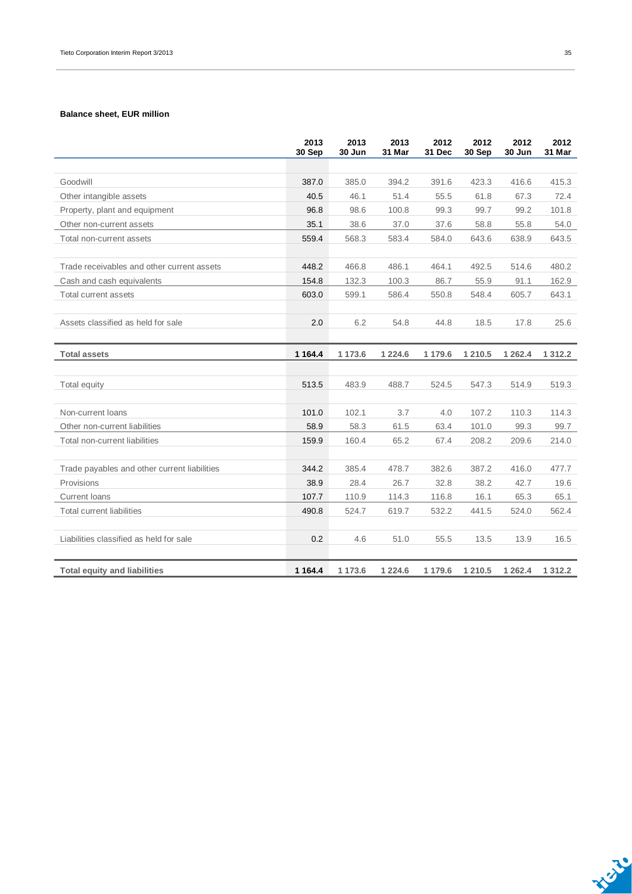**Balance sheet, EUR million**

| | 2013 30 Sep | 2013 30 Jun | 2013 31 Mar | 2012 31 Dec | 2012 30 Sep | 2012 30 Jun | 2012 31 Mar |
|---|---|---|---|---|---|---|---|
| Goodwill | 387.0 | 385.0 | 394.2 | 391.6 | 423.3 | 416.6 | 415.3 |
| Other intangible assets | 40.5 | 46.1 | 51.4 | 55.5 | 61.8 | 67.3 | 72.4 |
| Property, plant and equipment | 96.8 | 98.6 | 100.8 | 99.3 | 99.7 | 99.2 | 101.8 |
| Other non-current assets | 35.1 | 38.6 | 37.0 | 37.6 | 58.8 | 55.8 | 54.0 |
| Total non-current assets | 559.4 | 568.3 | 583.4 | 584.0 | 643.6 | 638.9 | 643.5 |
| Trade receivables and other current assets | 448.2 | 466.8 | 486.1 | 464.1 | 492.5 | 514.6 | 480.2 |
| Cash and cash equivalents | 154.8 | 132.3 | 100.3 | 86.7 | 55.9 | 91.1 | 162.9 |
| Total current assets | 603.0 | 599.1 | 586.4 | 550.8 | 548.4 | 605.7 | 643.1 |
| Assets classified as held for sale | 2.0 | 6.2 | 54.8 | 44.8 | 18.5 | 17.8 | 25.6 |
| **Total assets** | **1 164.4** | **1 173.6** | **1 224.6** | **1 179.6** | **1 210.5** | **1 262.4** | **1 312.2** |
| Total equity | 513.5 | 483.9 | 488.7 | 524.5 | 547.3 | 514.9 | 519.3 |
| Non-current loans | 101.0 | 102.1 | 3.7 | 4.0 | 107.2 | 110.3 | 114.3 |
| Other non-current liabilities | 58.9 | 58.3 | 61.5 | 63.4 | 101.0 | 99.3 | 99.7 |
| Total non-current liabilities | 159.9 | 160.4 | 65.2 | 67.4 | 208.2 | 209.6 | 214.0 |
| Trade payables and other current liabilities | 344.2 | 385.4 | 478.7 | 382.6 | 387.2 | 416.0 | 477.7 |
| Provisions | 38.9 | 28.4 | 26.7 | 32.8 | 38.2 | 42.7 | 19.6 |
| Current loans | 107.7 | 110.9 | 114.3 | 116.8 | 16.1 | 65.3 | 65.1 |
| Total current liabilities | 490.8 | 524.7 | 619.7 | 532.2 | 441.5 | 524.0 | 562.4 |
| Liabilities classified as held for sale | 0.2 | 4.6 | 51.0 | 55.5 | 13.5 | 13.9 | 16.5 |
| **Total equity and liabilities** | **1 164.4** | **1 173.6** | **1 224.6** | **1 179.6** | **1 210.5** | **1 262.4** | **1 312.2** |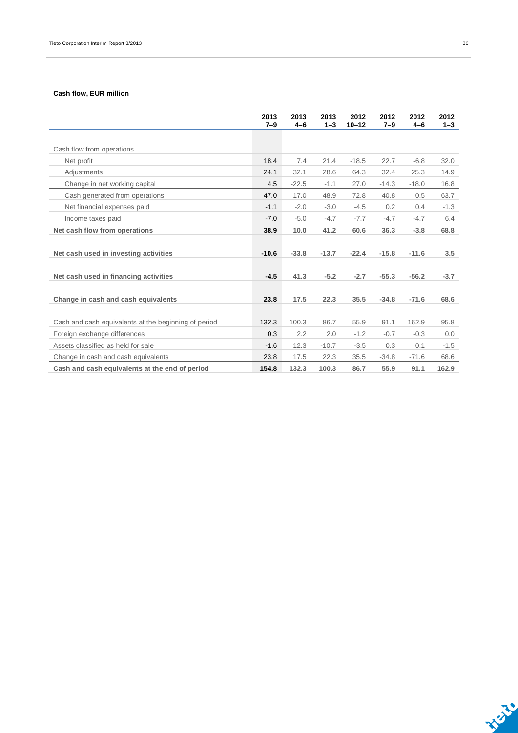**Cash flow, EUR million**

| | 2013 7–9 | 2013 4–6 | 2013 1–3 | 2012 10–12 | 2012 7–9 | 2012 4–6 | 2012 1–3 |
|---|---|---|---|---|---|---|---|
| Cash flow from operations | | | | | | | |
| Net profit | 18.4 | 7.4 | 21.4 | -18.5 | 22.7 | -6.8 | 32.0 |
| Adjustments | 24.1 | 32.1 | 28.6 | 64.3 | 32.4 | 25.3 | 14.9 |
| Change in net working capital | 4.5 | -22.5 | -1.1 | 27.0 | -14.3 | -18.0 | 16.8 |
| Cash generated from operations | 47.0 | 17.0 | 48.9 | 72.8 | 40.8 | 0.5 | 63.7 |
| Net financial expenses paid | -1.1 | -2.0 | -3.0 | -4.5 | 0.2 | 0.4 | -1.3 |
| Income taxes paid | -7.0 | -5.0 | -4.7 | -7.7 | -4.7 | -4.7 | 6.4 |
| **Net cash flow from operations** | **38.9** | **10.0** | **41.2** | **60.6** | **36.3** | **-3.8** | **68.8** |
| | | | | | | | |
| **Net cash used in investing activities** | **-10.6** | **-33.8** | **-13.7** | **-22.4** | **-15.8** | **-11.6** | **3.5** |
| | | | | | | | |
| **Net cash used in financing activities** | **-4.5** | **41.3** | **-5.2** | **-2.7** | **-55.3** | **-56.2** | **-3.7** |
| | | | | | | | |
| **Change in cash and cash equivalents** | **23.8** | **17.5** | **22.3** | **35.5** | **-34.8** | **-71.6** | **68.6** |
| | | | | | | | |
| Cash and cash equivalents at the beginning of period | 132.3 | 100.3 | 86.7 | 55.9 | 91.1 | 162.9 | 95.8 |
| Foreign exchange differences | 0.3 | 2.2 | 2.0 | -1.2 | -0.7 | -0.3 | 0.0 |
| Assets classified as held for sale | -1.6 | 12.3 | -10.7 | -3.5 | 0.3 | 0.1 | -1.5 |
| Change in cash and cash equivalents | 23.8 | 17.5 | 22.3 | 35.5 | -34.8 | -71.6 | 68.6 |
| **Cash and cash equivalents at the end of period** | **154.8** | **132.3** | **100.3** | **86.7** | **55.9** | **91.1** | **162.9** |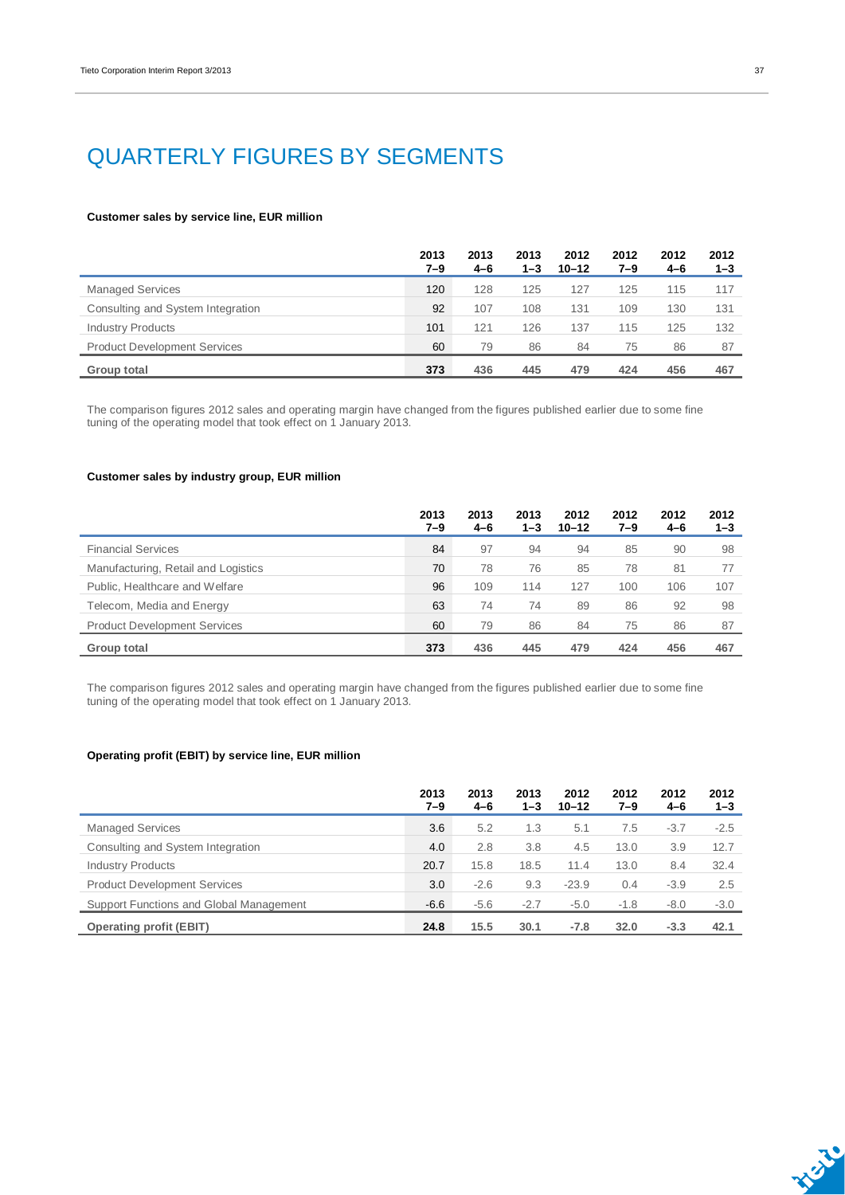# QUARTERLY FIGURES BY SEGMENTS

**Customer sales by service line, EUR million**

| | 2013 7–9 | 2013 4–6 | 2013 1–3 | 2012 10–12 | 2012 7–9 | 2012 4–6 | 2012 1–3 |
|---|---|---|---|---|---|---|---|
| Managed Services | 120 | 128 | 125 | 127 | 125 | 115 | 117 |
| Consulting and System Integration | 92 | 107 | 108 | 131 | 109 | 130 | 131 |
| Industry Products | 101 | 121 | 126 | 137 | 115 | 125 | 132 |
| Product Development Services | 60 | 79 | 86 | 84 | 75 | 86 | 87 |
| **Group total** | **373** | **436** | **445** | **479** | **424** | **456** | **467** |

The comparison figures 2012 sales and operating margin have changed from the figures published earlier due to some fine tuning of the operating model that took effect on 1 January 2013.

**Customer sales by industry group, EUR million**

| | 2013 7–9 | 2013 4–6 | 2013 1–3 | 2012 10–12 | 2012 7–9 | 2012 4–6 | 2012 1–3 |
|---|---|---|---|---|---|---|---|
| Financial Services | 84 | 97 | 94 | 94 | 85 | 90 | 98 |
| Manufacturing, Retail and Logistics | 70 | 78 | 76 | 85 | 78 | 81 | 77 |
| Public, Healthcare and Welfare | 96 | 109 | 114 | 127 | 100 | 106 | 107 |
| Telecom, Media and Energy | 63 | 74 | 74 | 89 | 86 | 92 | 98 |
| Product Development Services | 60 | 79 | 86 | 84 | 75 | 86 | 87 |
| **Group total** | **373** | **436** | **445** | **479** | **424** | **456** | **467** |

The comparison figures 2012 sales and operating margin have changed from the figures published earlier due to some fine tuning of the operating model that took effect on 1 January 2013.

**Operating profit (EBIT) by service line, EUR million**

| | 2013 7–9 | 2013 4–6 | 2013 1–3 | 2012 10–12 | 2012 7–9 | 2012 4–6 | 2012 1–3 |
|---|---|---|---|---|---|---|---|
| Managed Services | 3.6 | 5.2 | 1.3 | 5.1 | 7.5 | -3.7 | -2.5 |
| Consulting and System Integration | 4.0 | 2.8 | 3.8 | 4.5 | 13.0 | 3.9 | 12.7 |
| Industry Products | 20.7 | 15.8 | 18.5 | 11.4 | 13.0 | 8.4 | 32.4 |
| Product Development Services | 3.0 | -2.6 | 9.3 | -23.9 | 0.4 | -3.9 | 2.5 |
| Support Functions and Global Management | -6.6 | -5.6 | -2.7 | -5.0 | -1.8 | -8.0 | -3.0 |
| **Operating profit (EBIT)** | **24.8** | **15.5** | **30.1** | **-7.8** | **32.0** | **-3.3** | **42.1** |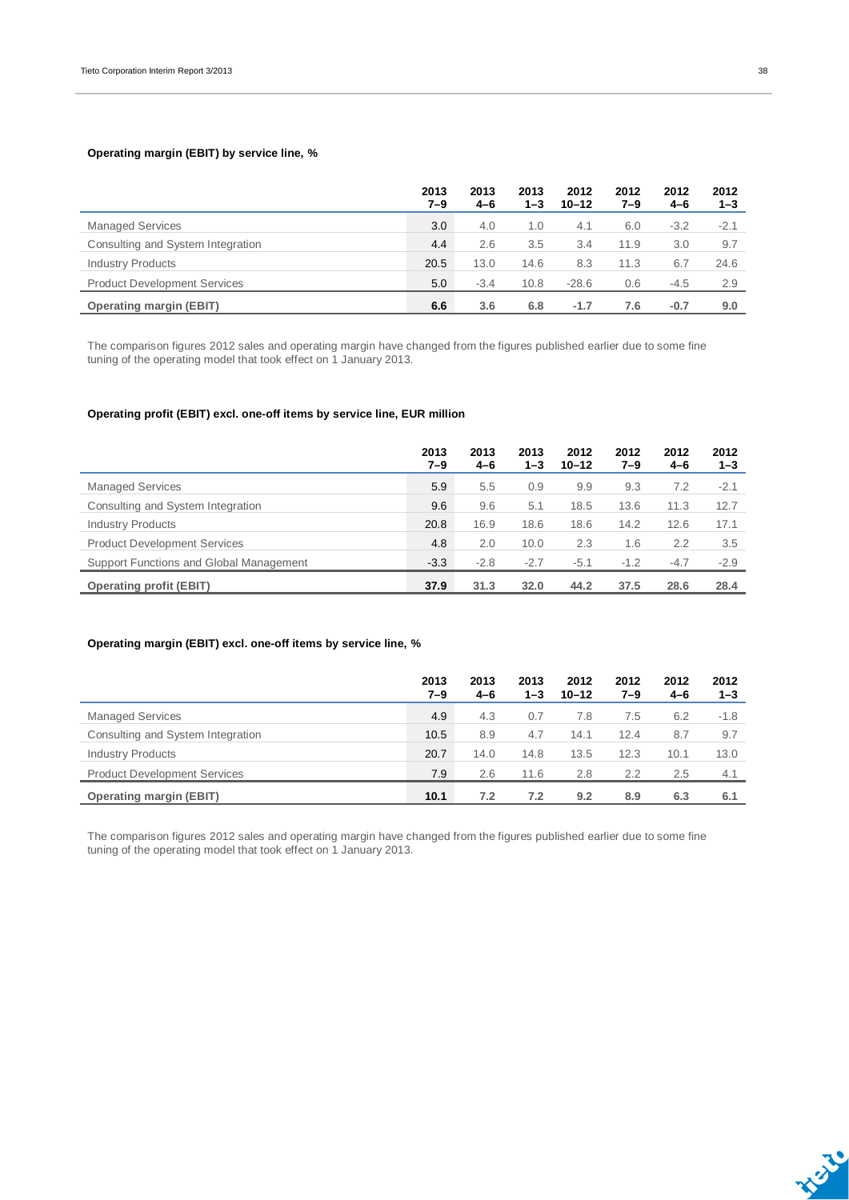**Operating margin (EBIT) by service line, %**

| | 2013 7–9 | 2013 4–6 | 2013 1–3 | 2012 10–12 | 2012 7–9 | 2012 4–6 | 2012 1–3 |
|---|---|---|---|---|---|---|---|
| Managed Services | 3.0 | 4.0 | 1.0 | 4.1 | 6.0 | -3.2 | -2.1 |
| Consulting and System Integration | 4.4 | 2.6 | 3.5 | 3.4 | 11.9 | 3.0 | 9.7 |
| Industry Products | 20.5 | 13.0 | 14.6 | 8.3 | 11.3 | 6.7 | 24.6 |
| Product Development Services | 5.0 | -3.4 | 10.8 | -28.6 | 0.6 | -4.5 | 2.9 |
| **Operating margin (EBIT)** | **6.6** | **3.6** | **6.8** | **-1.7** | **7.6** | **-0.7** | **9.0** |

The comparison figures 2012 sales and operating margin have changed from the figures published earlier due to some fine tuning of the operating model that took effect on 1 January 2013.

**Operating profit (EBIT) excl. one-off items by service line, EUR million**

| | 2013 7–9 | 2013 4–6 | 2013 1–3 | 2012 10–12 | 2012 7–9 | 2012 4–6 | 2012 1–3 |
|---|---|---|---|---|---|---|---|
| Managed Services | 5.9 | 5.5 | 0.9 | 9.9 | 9.3 | 7.2 | -2.1 |
| Consulting and System Integration | 9.6 | 9.6 | 5.1 | 18.5 | 13.6 | 11.3 | 12.7 |
| Industry Products | 20.8 | 16.9 | 18.6 | 18.6 | 14.2 | 12.6 | 17.1 |
| Product Development Services | 4.8 | 2.0 | 10.0 | 2.3 | 1.6 | 2.2 | 3.5 |
| Support Functions and Global Management | -3.3 | -2.8 | -2.7 | -5.1 | -1.2 | -4.7 | -2.9 |
| **Operating profit (EBIT)** | **37.9** | **31.3** | **32.0** | **44.2** | **37.5** | **28.6** | **28.4** |

**Operating margin (EBIT) excl. one-off items by service line, %**

| | 2013 7–9 | 2013 4–6 | 2013 1–3 | 2012 10–12 | 2012 7–9 | 2012 4–6 | 2012 1–3 |
|---|---|---|---|---|---|---|---|
| Managed Services | 4.9 | 4.3 | 0.7 | 7.8 | 7.5 | 6.2 | -1.8 |
| Consulting and System Integration | 10.5 | 8.9 | 4.7 | 14.1 | 12.4 | 8.7 | 9.7 |
| Industry Products | 20.7 | 14.0 | 14.8 | 13.5 | 12.3 | 10.1 | 13.0 |
| Product Development Services | 7.9 | 2.6 | 11.6 | 2.8 | 2.2 | 2.5 | 4.1 |
| **Operating margin (EBIT)** | **10.1** | **7.2** | **7.2** | **9.2** | **8.9** | **6.3** | **6.1** |

The comparison figures 2012 sales and operating margin have changed from the figures published earlier due to some fine tuning of the operating model that took effect on 1 January 2013.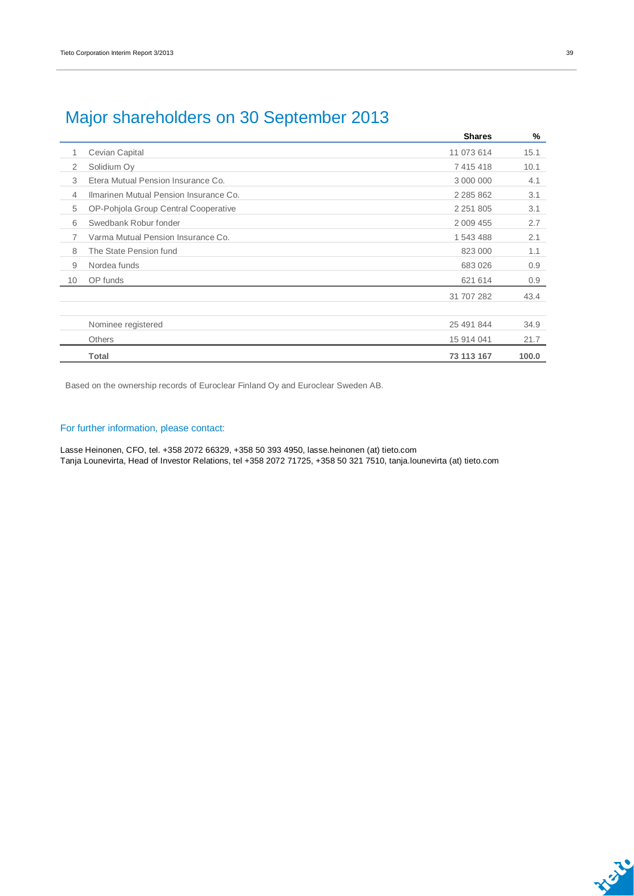# Major shareholders on 30 September 2013

| | | Shares | % |
|---|---|---|---|
| 1 | Cevian Capital | 11 073 614 | 15.1 |
| 2 | Solidium Oy | 7 415 418 | 10.1 |
| 3 | Etera Mutual Pension Insurance Co. | 3 000 000 | 4.1 |
| 4 | Ilmarinen Mutual Pension Insurance Co. | 2 285 862 | 3.1 |
| 5 | OP-Pohjola Group Central Cooperative | 2 251 805 | 3.1 |
| 6 | Swedbank Robur fonder | 2 009 455 | 2.7 |
| 7 | Varma Mutual Pension Insurance Co. | 1 543 488 | 2.1 |
| 8 | The State Pension fund | 823 000 | 1.1 |
| 9 | Nordea funds | 683 026 | 0.9 |
| 10 | OP funds | 621 614 | 0.9 |
| | | 31 707 282 | 43.4 |
| | | | |
| | Nominee registered | 25 491 844 | 34.9 |
| | Others | 15 914 041 | 21.7 |
| | **Total** | **73 113 167** | **100.0** |

Based on the ownership records of Euroclear Finland Oy and Euroclear Sweden AB.

## For further information, please contact:

Lasse Heinonen, CFO, tel. +358 2072 66329, +358 50 393 4950, lasse.heinonen (at) tieto.com
Tanja Lounevirta, Head of Investor Relations, tel +358 2072 71725, +358 50 321 7510, tanja.lounevirta (at) tieto.com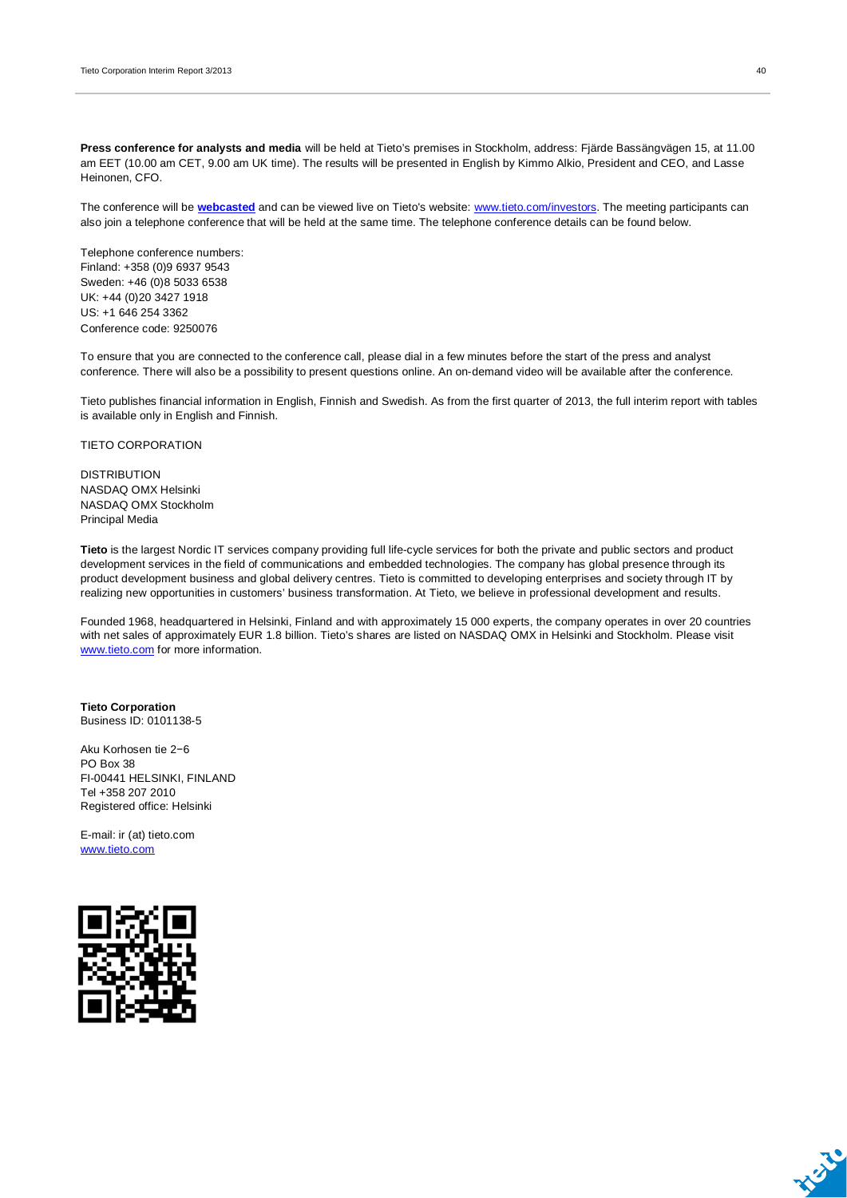**Press conference for analysts and media** will be held at Tieto's premises in Stockholm, address: Fjärde Bassängvägen 15, at 11.00 am EET (10.00 am CET, 9.00 am UK time). The results will be presented in English by Kimmo Alkio, President and CEO, and Lasse Heinonen, CFO.

The conference will be **webcasted** and can be viewed live on Tieto's website: www.tieto.com/investors. The meeting participants can also join a telephone conference that will be held at the same time. The telephone conference details can be found below.

Telephone conference numbers:
Finland: +358 (0)9 6937 9543
Sweden: +46 (0)8 5033 6538
UK: +44 (0)20 3427 1918
US: +1 646 254 3362
Conference code: 9250076

To ensure that you are connected to the conference call, please dial in a few minutes before the start of the press and analyst conference. There will also be a possibility to present questions online. An on-demand video will be available after the conference.

Tieto publishes financial information in English, Finnish and Swedish. As from the first quarter of 2013, the full interim report with tables is available only in English and Finnish.

TIETO CORPORATION

DISTRIBUTION
NASDAQ OMX Helsinki
NASDAQ OMX Stockholm
Principal Media

**Tieto** is the largest Nordic IT services company providing full life-cycle services for both the private and public sectors and product development services in the field of communications and embedded technologies. The company has global presence through its product development business and global delivery centres. Tieto is committed to developing enterprises and society through IT by realizing new opportunities in customers' business transformation. At Tieto, we believe in professional development and results.

Founded 1968, headquartered in Helsinki, Finland and with approximately 15 000 experts, the company operates in over 20 countries with net sales of approximately EUR 1.8 billion. Tieto's shares are listed on NASDAQ OMX in Helsinki and Stockholm. Please visit www.tieto.com for more information.

**Tieto Corporation**
Business ID: 0101138-5

Aku Korhosen tie 2−6
PO Box 38
FI-00441 HELSINKI, FINLAND
Tel +358 207 2010
Registered office: Helsinki

E-mail: ir (at) tieto.com
www.tieto.com